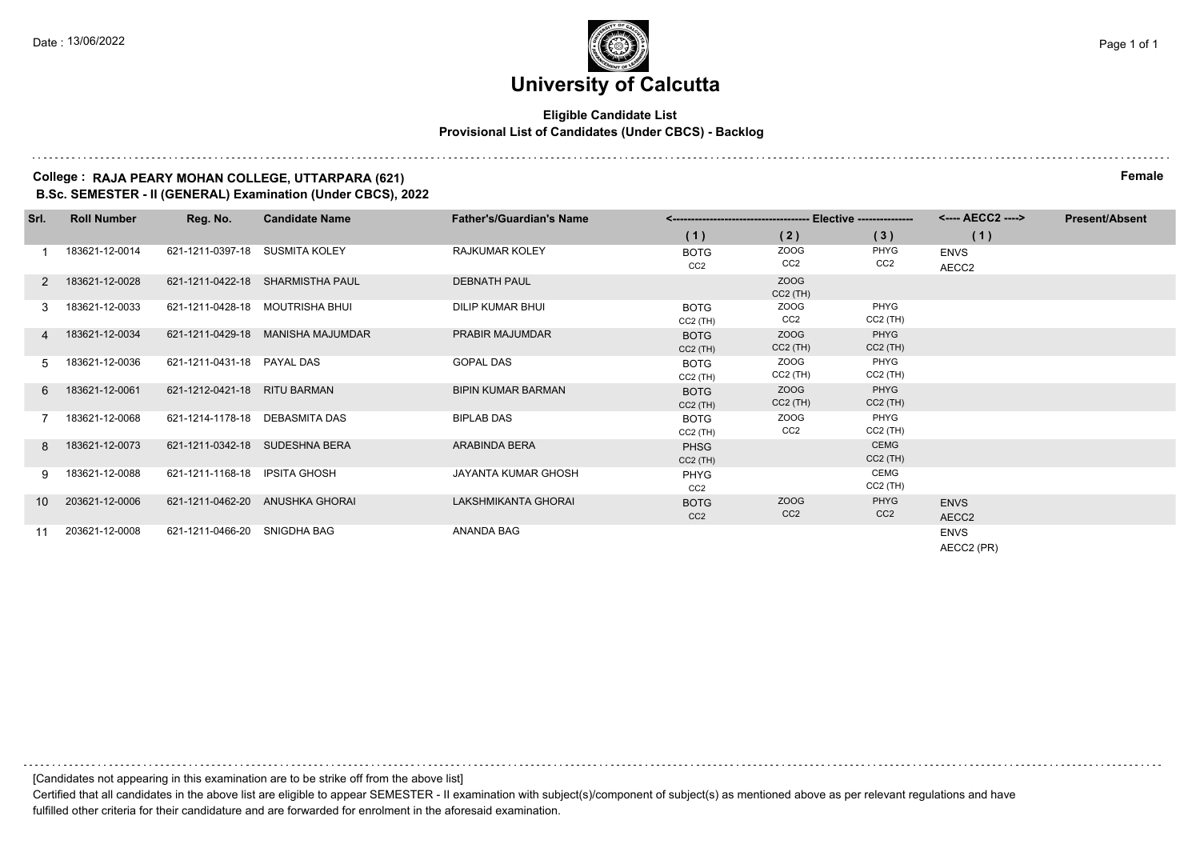Date : 13/06/2022

# University of Calcutta

**Eligible Candidate List**
**Provisional List of Candidates (Under CBCS) - Backlog**

**College : RAJA PEARY MOHAN COLLEGE, UTTARPARA (621)** **Female**
**B.Sc. SEMESTER - II (GENERAL) Examination (Under CBCS), 2022**

| Srl. | Roll Number | Reg. No. | Candidate Name | Father's/Guardian's Name | Elective | | | AECC2 | Present/Absent |
|---|---|---|---|---|---|---|---|---|---|
| | | | | | (1) | (2) | (3) | (1) | |
| 1 | 183621-12-0014 | 621-1211-0397-18 | SUSMITA KOLEY | RAJKUMAR KOLEY | BOTG CC2 | ZOOG CC2 | PHYG CC2 | ENVS AECC2 | |
| 2 | 183621-12-0028 | 621-1211-0422-18 | SHARMISTHA PAUL | DEBNATH PAUL | | ZOOG CC2 (TH) | | | |
| 3 | 183621-12-0033 | 621-1211-0428-18 | MOUTRISHA BHUI | DILIP KUMAR BHUI | BOTG CC2 (TH) | ZOOG CC2 | PHYG CC2 (TH) | | |
| 4 | 183621-12-0034 | 621-1211-0429-18 | MANISHA MAJUMDAR | PRABIR MAJUMDAR | BOTG CC2 (TH) | ZOOG CC2 (TH) | PHYG CC2 (TH) | | |
| 5 | 183621-12-0036 | 621-1211-0431-18 | PAYAL DAS | GOPAL DAS | BOTG CC2 (TH) | ZOOG CC2 (TH) | PHYG CC2 (TH) | | |
| 6 | 183621-12-0061 | 621-1212-0421-18 | RITU BARMAN | BIPIN KUMAR BARMAN | BOTG CC2 (TH) | ZOOG CC2 (TH) | PHYG CC2 (TH) | | |
| 7 | 183621-12-0068 | 621-1214-1178-18 | DEBASMITA DAS | BIPLAB DAS | BOTG CC2 (TH) | ZOOG CC2 | PHYG CC2 (TH) | | |
| 8 | 183621-12-0073 | 621-1211-0342-18 | SUDESHNA BERA | ARABINDA BERA | PHSG CC2 (TH) | | CEMG CC2 (TH) | | |
| 9 | 183621-12-0088 | 621-1211-1168-18 | IPSITA GHOSH | JAYANTA KUMAR GHOSH | PHYG CC2 | | CEMG CC2 (TH) | | |
| 10 | 203621-12-0006 | 621-1211-0462-20 | ANUSHKA GHORAI | LAKSHMIKANTA GHORAI | BOTG CC2 | ZOOG CC2 | PHYG CC2 | ENVS AECC2 | |
| 11 | 203621-12-0008 | 621-1211-0466-20 | SNIGDHA BAG | ANANDA BAG | | | | ENVS AECC2 (PR) | |

[Candidates not appearing in this examination are to be strike off from the above list]

Certified that all candidates in the above list are eligible to appear SEMESTER - II examination with subject(s)/component of subject(s) as mentioned above as per relevant regulations and have fulfilled other criteria for their candidature and are forwarded for enrolment in the aforesaid examination.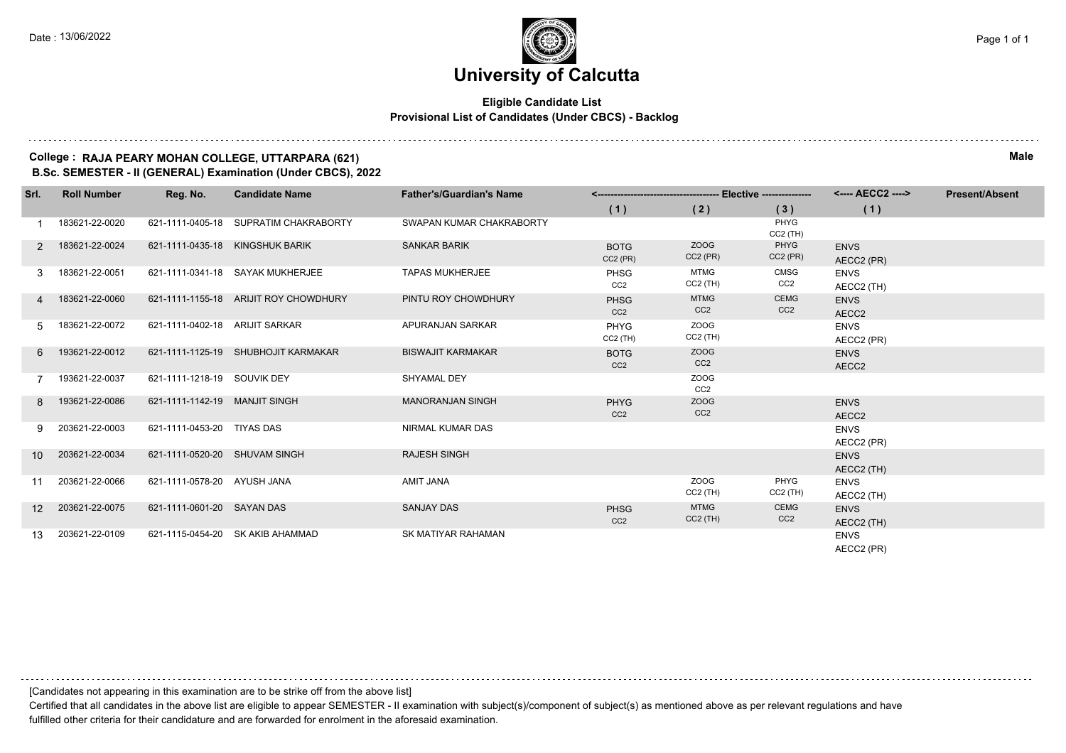Date : 13/06/2022

# University of Calcutta

**Eligible Candidate List**
**Provisional List of Candidates (Under CBCS) - Backlog**

**College : RAJA PEARY MOHAN COLLEGE, UTTARPARA (621)**
**B.Sc. SEMESTER - II (GENERAL) Examination (Under CBCS), 2022**

**Male**

| Srl. | Roll Number | Reg. No. | Candidate Name | Father's/Guardian's Name | Elective (1) | Elective (2) | Elective (3) | AECC2 (1) | Present/Absent |
|---|---|---|---|---|---|---|---|---|---|
| 1 | 183621-22-0020 | 621-1111-0405-18 | SUPRATIM CHAKRABORTY | SWAPAN KUMAR CHAKRABORTY | | | PHYG CC2 (TH) | | |
| 2 | 183621-22-0024 | 621-1111-0435-18 | KINGSHUK BARIK | SANKAR BARIK | BOTG CC2 (PR) | ZOOG CC2 (PR) | PHYG CC2 (PR) | ENVS AECC2 (PR) | |
| 3 | 183621-22-0051 | 621-1111-0341-18 | SAYAK MUKHERJEE | TAPAS MUKHERJEE | PHSG CC2 | MTMG CC2 (TH) | CMSG CC2 | ENVS AECC2 (TH) | |
| 4 | 183621-22-0060 | 621-1111-1155-18 | ARIJIT ROY CHOWDHURY | PINTU ROY CHOWDHURY | PHSG CC2 | MTMG CC2 | CEMG CC2 | ENVS AECC2 | |
| 5 | 183621-22-0072 | 621-1111-0402-18 | ARIJIT SARKAR | APURANJAN SARKAR | PHYG CC2 (TH) | ZOOG CC2 (TH) | | ENVS AECC2 (PR) | |
| 6 | 193621-22-0012 | 621-1111-1125-19 | SHUBHOJIT KARMAKAR | BISWAJIT KARMAKAR | BOTG CC2 | ZOOG CC2 | | ENVS AECC2 | |
| 7 | 193621-22-0037 | 621-1111-1218-19 | SOUVIK DEY | SHYAMAL DEY | | ZOOG CC2 | | | |
| 8 | 193621-22-0086 | 621-1111-1142-19 | MANJIT SINGH | MANORANJAN SINGH | PHYG CC2 | ZOOG CC2 | | ENVS AECC2 | |
| 9 | 203621-22-0003 | 621-1111-0453-20 | TIYAS DAS | NIRMAL KUMAR DAS | | | | ENVS AECC2 (PR) | |
| 10 | 203621-22-0034 | 621-1111-0520-20 | SHUVAM SINGH | RAJESH SINGH | | | | ENVS AECC2 (TH) | |
| 11 | 203621-22-0066 | 621-1111-0578-20 | AYUSH JANA | AMIT JANA | | ZOOG CC2 (TH) | PHYG CC2 (TH) | ENVS AECC2 (TH) | |
| 12 | 203621-22-0075 | 621-1111-0601-20 | SAYAN DAS | SANJAY DAS | PHSG CC2 | MTMG CC2 (TH) | CEMG CC2 | ENVS AECC2 (TH) | |
| 13 | 203621-22-0109 | 621-1115-0454-20 | SK AKIB AHAMMAD | SK MATIYAR RAHAMAN | | | | ENVS AECC2 (PR) | |

[Candidates not appearing in this examination are to be strike off from the above list]

Certified that all candidates in the above list are eligible to appear SEMESTER - II examination with subject(s)/component of subject(s) as mentioned above as per relevant regulations and have fulfilled other criteria for their candidature and are forwarded for enrolment in the aforesaid examination.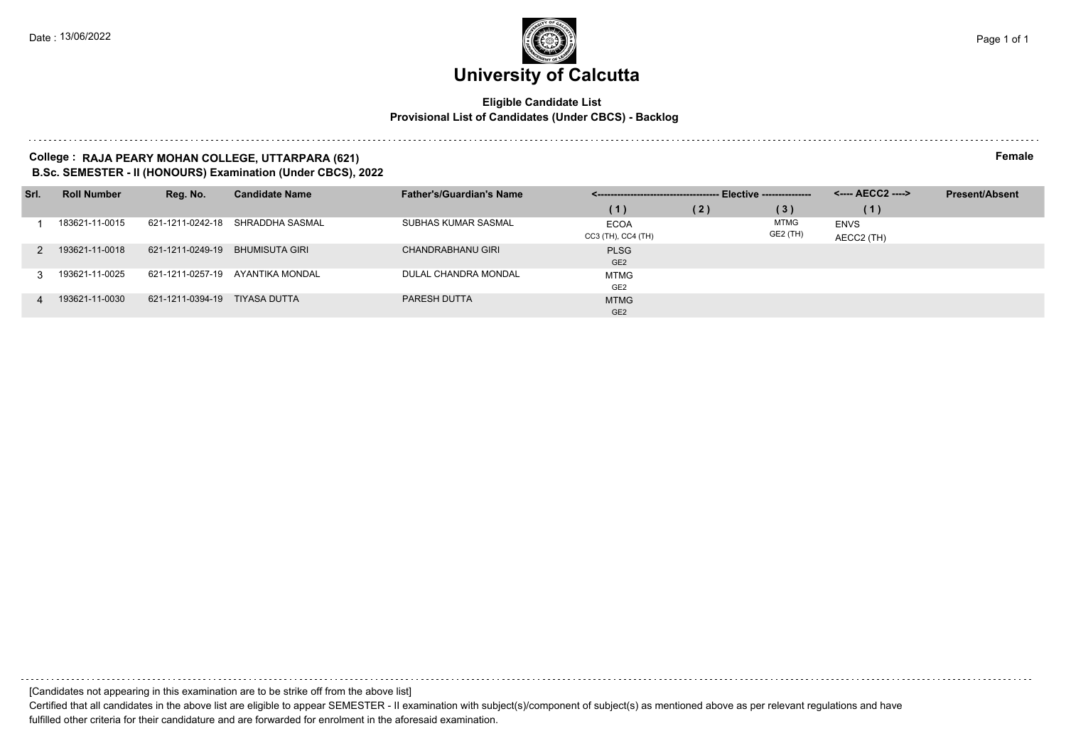# University of Calcutta

**Eligible Candidate List**
**Provisional List of Candidates (Under CBCS) - Backlog**

**College : RAJA PEARY MOHAN COLLEGE, UTTARPARA (621)** **Female**
**B.Sc. SEMESTER - II (HONOURS) Examination (Under CBCS), 2022**

| Srl. | Roll Number | Reg. No. | Candidate Name | Father's/Guardian's Name | <---- Elective ---- | | | <---- AECC2 ----> | Present/Absent |
|---|---|---|---|---|---|---|---|---|---|
| | | | | | (1) | (2) | (3) | (1) | |
| 1 | 183621-11-0015 | 621-1211-0242-18 | SHRADDHA SASMAL | SUBHAS KUMAR SASMAL | ECOA CC3 (TH), CC4 (TH) | | MTMG GE2 (TH) | ENVS AECC2 (TH) | |
| 2 | 193621-11-0018 | 621-1211-0249-19 | BHUMISUTA GIRI | CHANDRABHANU GIRI | PLSG GE2 | | | | |
| 3 | 193621-11-0025 | 621-1211-0257-19 | AYANTIKA MONDAL | DULAL CHANDRA MONDAL | MTMG GE2 | | | | |
| 4 | 193621-11-0030 | 621-1211-0394-19 | TIYASA DUTTA | PARESH DUTTA | MTMG GE2 | | | | |

[Candidates not appearing in this examination are to be strike off from the above list]

Certified that all candidates in the above list are eligible to appear SEMESTER - II examination with subject(s)/component of subject(s) as mentioned above as per relevant regulations and have fulfilled other criteria for their candidature and are forwarded for enrolment in the aforesaid examination.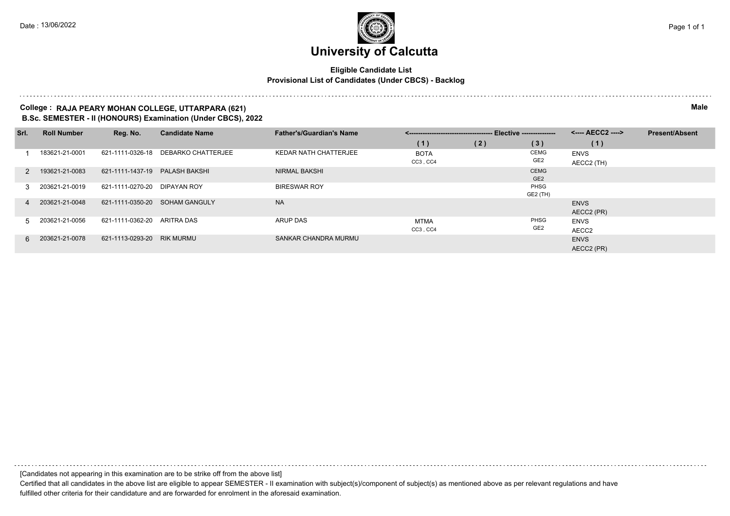# University of Calcutta

**Eligible Candidate List**
**Provisional List of Candidates (Under CBCS) - Backlog**

**College : RAJA PEARY MOHAN COLLEGE, UTTARPARA (621)** **Male**
**B.Sc. SEMESTER - II (HONOURS) Examination (Under CBCS), 2022**

| Srl. | Roll Number | Reg. No. | Candidate Name | Father's/Guardian's Name | Elective (1) | Elective (2) | Elective (3) | AECC2 (1) | Present/Absent |
|---|---|---|---|---|---|---|---|---|---|
| 1 | 183621-21-0001 | 621-1111-0326-18 | DEBARKO CHATTERJEE | KEDAR NATH CHATTERJEE | BOTA CC3 , CC4 | | CEMG GE2 | ENVS AECC2 (TH) | |
| 2 | 193621-21-0083 | 621-1111-1437-19 | PALASH BAKSHI | NIRMAL BAKSHI | | | CEMG GE2 | | |
| 3 | 203621-21-0019 | 621-1111-0270-20 | DIPAYAN ROY | BIRESWAR ROY | | | PHSG GE2 (TH) | | |
| 4 | 203621-21-0048 | 621-1111-0350-20 | SOHAM GANGULY | NA | | | | ENVS AECC2 (PR) | |
| 5 | 203621-21-0056 | 621-1111-0362-20 | ARITRA DAS | ARUP DAS | MTMA CC3 , CC4 | | PHSG GE2 | ENVS AECC2 | |
| 6 | 203621-21-0078 | 621-1113-0293-20 | RIK MURMU | SANKAR CHANDRA MURMU | | | | ENVS AECC2 (PR) | |

[Candidates not appearing in this examination are to be strike off from the above list]

Certified that all candidates in the above list are eligible to appear SEMESTER - II examination with subject(s)/component of subject(s) as mentioned above as per relevant regulations and have fulfilled other criteria for their candidature and are forwarded for enrolment in the aforesaid examination.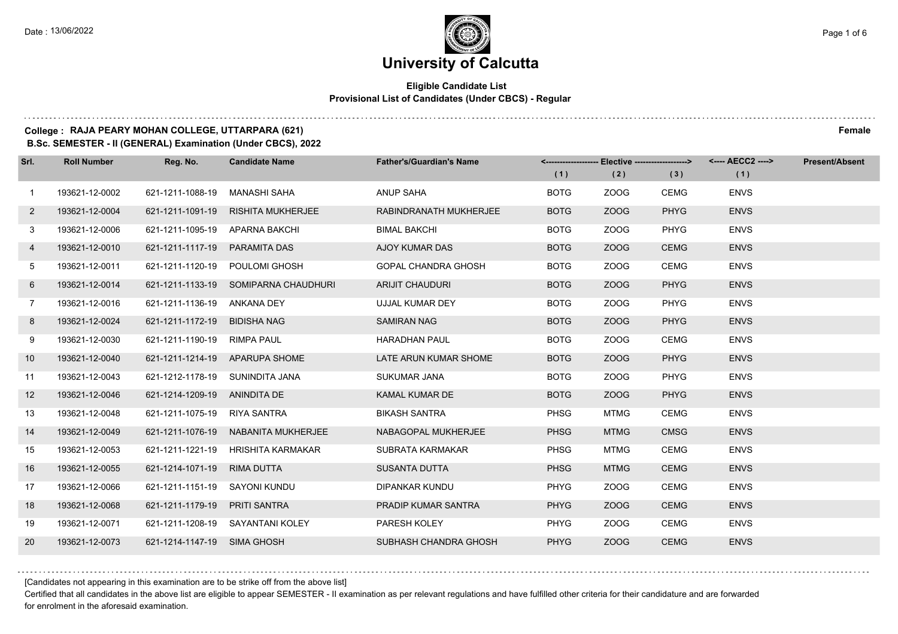# University of Calcutta

**Eligible Candidate List**
**Provisional List of Candidates (Under CBCS) - Regular**

**College : RAJA PEARY MOHAN COLLEGE, UTTARPARA (621)** **Female**
**B.Sc. SEMESTER - II (GENERAL) Examination (Under CBCS), 2022**

| Srl. | Roll Number | Reg. No. | Candidate Name | Father's/Guardian's Name | Elective (1) | Elective (2) | Elective (3) | AECC2 (1) | Present/Absent |
|---|---|---|---|---|---|---|---|---|---|
| 1 | 193621-12-0002 | 621-1211-1088-19 | MANASHI SAHA | ANUP SAHA | BOTG | ZOOG | CEMG | ENVS | |
| 2 | 193621-12-0004 | 621-1211-1091-19 | RISHITA MUKHERJEE | RABINDRANATH MUKHERJEE | BOTG | ZOOG | PHYG | ENVS | |
| 3 | 193621-12-0006 | 621-1211-1095-19 | APARNA BAKCHI | BIMAL BAKCHI | BOTG | ZOOG | PHYG | ENVS | |
| 4 | 193621-12-0010 | 621-1211-1117-19 | PARAMITA DAS | AJOY KUMAR DAS | BOTG | ZOOG | CEMG | ENVS | |
| 5 | 193621-12-0011 | 621-1211-1120-19 | POULOMI GHOSH | GOPAL CHANDRA GHOSH | BOTG | ZOOG | CEMG | ENVS | |
| 6 | 193621-12-0014 | 621-1211-1133-19 | SOMIPARNA CHAUDHURI | ARIJIT CHAUDURI | BOTG | ZOOG | PHYG | ENVS | |
| 7 | 193621-12-0016 | 621-1211-1136-19 | ANKANA DEY | UJJAL KUMAR DEY | BOTG | ZOOG | PHYG | ENVS | |
| 8 | 193621-12-0024 | 621-1211-1172-19 | BIDISHA NAG | SAMIRAN NAG | BOTG | ZOOG | PHYG | ENVS | |
| 9 | 193621-12-0030 | 621-1211-1190-19 | RIMPA PAUL | HARADHAN PAUL | BOTG | ZOOG | CEMG | ENVS | |
| 10 | 193621-12-0040 | 621-1211-1214-19 | APARUPA SHOME | LATE ARUN KUMAR SHOME | BOTG | ZOOG | PHYG | ENVS | |
| 11 | 193621-12-0043 | 621-1212-1178-19 | SUNINDITA JANA | SUKUMAR JANA | BOTG | ZOOG | PHYG | ENVS | |
| 12 | 193621-12-0046 | 621-1214-1209-19 | ANINDITA DE | KAMAL KUMAR DE | BOTG | ZOOG | PHYG | ENVS | |
| 13 | 193621-12-0048 | 621-1211-1075-19 | RIYA SANTRA | BIKASH SANTRA | PHSG | MTMG | CEMG | ENVS | |
| 14 | 193621-12-0049 | 621-1211-1076-19 | NABANITA MUKHERJEE | NABAGOPAL MUKHERJEE | PHSG | MTMG | CMSG | ENVS | |
| 15 | 193621-12-0053 | 621-1211-1221-19 | HRISHITA KARMAKAR | SUBRATA KARMAKAR | PHSG | MTMG | CEMG | ENVS | |
| 16 | 193621-12-0055 | 621-1214-1071-19 | RIMA DUTTA | SUSANTA DUTTA | PHSG | MTMG | CEMG | ENVS | |
| 17 | 193621-12-0066 | 621-1211-1151-19 | SAYONI KUNDU | DIPANKAR KUNDU | PHYG | ZOOG | CEMG | ENVS | |
| 18 | 193621-12-0068 | 621-1211-1179-19 | PRITI SANTRA | PRADIP KUMAR SANTRA | PHYG | ZOOG | CEMG | ENVS | |
| 19 | 193621-12-0071 | 621-1211-1208-19 | SAYANTANI KOLEY | PARESH KOLEY | PHYG | ZOOG | CEMG | ENVS | |
| 20 | 193621-12-0073 | 621-1214-1147-19 | SIMA GHOSH | SUBHASH CHANDRA GHOSH | PHYG | ZOOG | CEMG | ENVS | |

[Candidates not appearing in this examination are to be strike off from the above list]

Certified that all candidates in the above list are eligible to appear SEMESTER - II examination as per relevant regulations and have fulfilled other criteria for their candidature and are forwarded for enrolment in the aforesaid examination.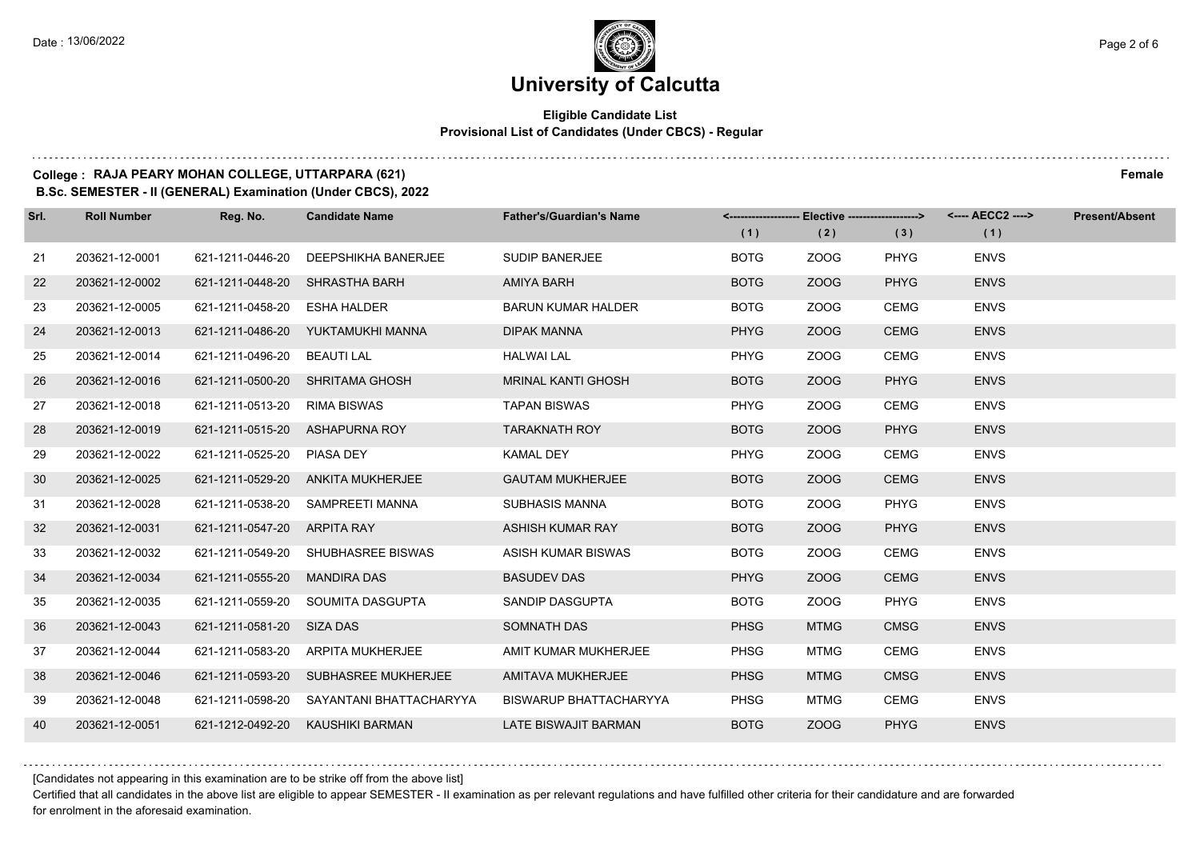# University of Calcutta

**Eligible Candidate List**
**Provisional List of Candidates (Under CBCS) - Regular**

**College : RAJA PEARY MOHAN COLLEGE, UTTARPARA (621)** **Female**
**B.Sc. SEMESTER - II (GENERAL) Examination (Under CBCS), 2022**

| Srl. | Roll Number | Reg. No. | Candidate Name | Father's/Guardian's Name | Elective (1) | Elective (2) | Elective (3) | AECC2 (1) | Present/Absent |
|---|---|---|---|---|---|---|---|---|---|
| 21 | 203621-12-0001 | 621-1211-0446-20 | DEEPSHIKHA BANERJEE | SUDIP BANERJEE | BOTG | ZOOG | PHYG | ENVS | |
| 22 | 203621-12-0002 | 621-1211-0448-20 | SHRASTHA BARH | AMIYA BARH | BOTG | ZOOG | PHYG | ENVS | |
| 23 | 203621-12-0005 | 621-1211-0458-20 | ESHA HALDER | BARUN KUMAR HALDER | BOTG | ZOOG | CEMG | ENVS | |
| 24 | 203621-12-0013 | 621-1211-0486-20 | YUKTAMUKHI MANNA | DIPAK MANNA | PHYG | ZOOG | CEMG | ENVS | |
| 25 | 203621-12-0014 | 621-1211-0496-20 | BEAUTI LAL | HALWAI LAL | PHYG | ZOOG | CEMG | ENVS | |
| 26 | 203621-12-0016 | 621-1211-0500-20 | SHRITAMA GHOSH | MRINAL KANTI GHOSH | BOTG | ZOOG | PHYG | ENVS | |
| 27 | 203621-12-0018 | 621-1211-0513-20 | RIMA BISWAS | TAPAN BISWAS | PHYG | ZOOG | CEMG | ENVS | |
| 28 | 203621-12-0019 | 621-1211-0515-20 | ASHAPURNA ROY | TARAKNATH ROY | BOTG | ZOOG | PHYG | ENVS | |
| 29 | 203621-12-0022 | 621-1211-0525-20 | PIASA DEY | KAMAL DEY | PHYG | ZOOG | CEMG | ENVS | |
| 30 | 203621-12-0025 | 621-1211-0529-20 | ANKITA MUKHERJEE | GAUTAM MUKHERJEE | BOTG | ZOOG | CEMG | ENVS | |
| 31 | 203621-12-0028 | 621-1211-0538-20 | SAMPREETI MANNA | SUBHASIS MANNA | BOTG | ZOOG | PHYG | ENVS | |
| 32 | 203621-12-0031 | 621-1211-0547-20 | ARPITA RAY | ASHISH KUMAR RAY | BOTG | ZOOG | PHYG | ENVS | |
| 33 | 203621-12-0032 | 621-1211-0549-20 | SHUBHASREE BISWAS | ASISH KUMAR BISWAS | BOTG | ZOOG | CEMG | ENVS | |
| 34 | 203621-12-0034 | 621-1211-0555-20 | MANDIRA DAS | BASUDEV DAS | PHYG | ZOOG | CEMG | ENVS | |
| 35 | 203621-12-0035 | 621-1211-0559-20 | SOUMITA DASGUPTA | SANDIP DASGUPTA | BOTG | ZOOG | PHYG | ENVS | |
| 36 | 203621-12-0043 | 621-1211-0581-20 | SIZA DAS | SOMNATH DAS | PHSG | MTMG | CMSG | ENVS | |
| 37 | 203621-12-0044 | 621-1211-0583-20 | ARPITA MUKHERJEE | AMIT KUMAR MUKHERJEE | PHSG | MTMG | CEMG | ENVS | |
| 38 | 203621-12-0046 | 621-1211-0593-20 | SUBHASREE MUKHERJEE | AMITAVA MUKHERJEE | PHSG | MTMG | CMSG | ENVS | |
| 39 | 203621-12-0048 | 621-1211-0598-20 | SAYANTANI BHATTACHARYYA | BISWARUP BHATTACHARYYA | PHSG | MTMG | CEMG | ENVS | |
| 40 | 203621-12-0051 | 621-1212-0492-20 | KAUSHIKI BARMAN | LATE BISWAJIT BARMAN | BOTG | ZOOG | PHYG | ENVS | |

[Candidates not appearing in this examination are to be strike off from the above list]

Certified that all candidates in the above list are eligible to appear SEMESTER - II examination as per relevant regulations and have fulfilled other criteria for their candidature and are forwarded for enrolment in the aforesaid examination.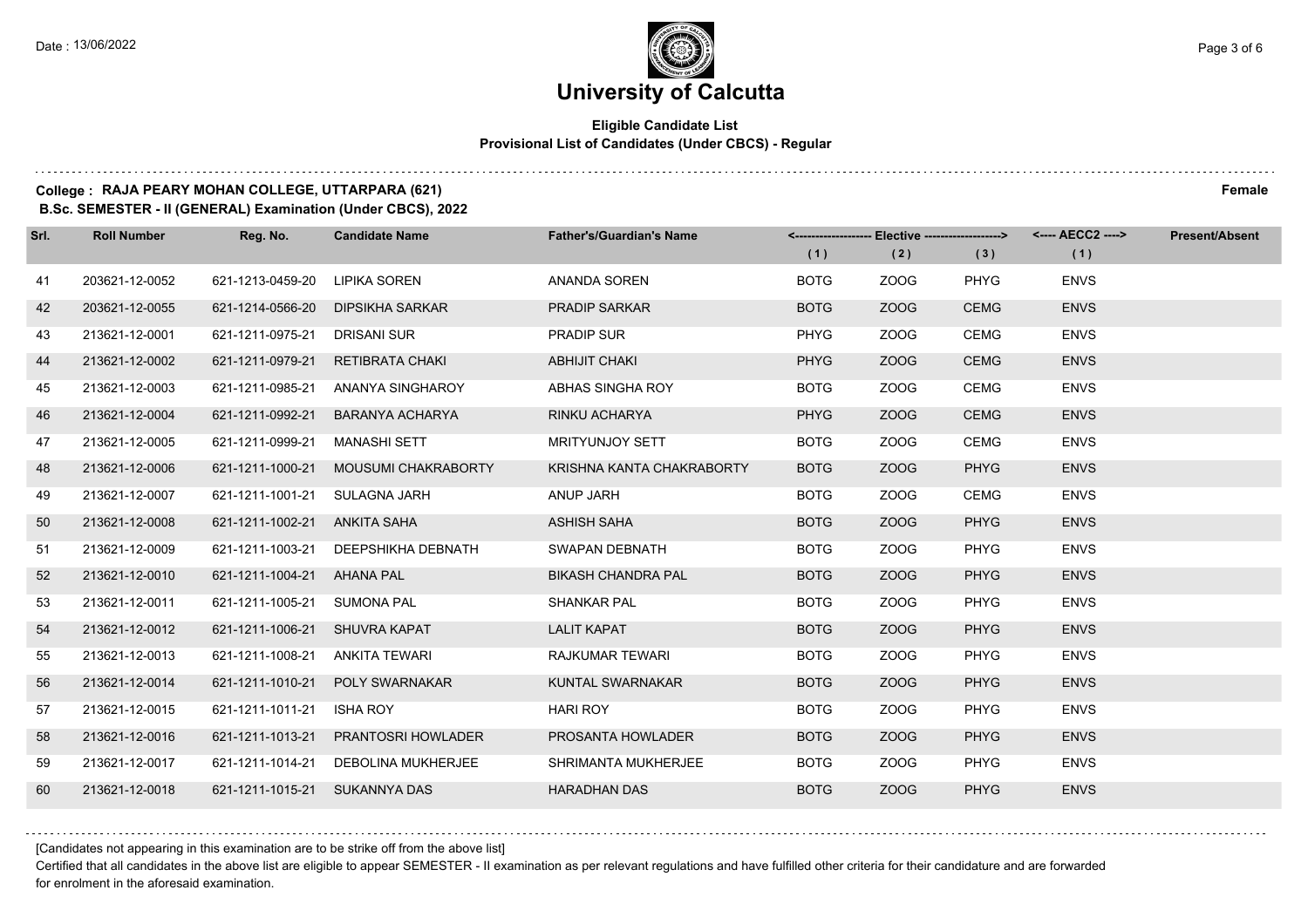# University of Calcutta

**Eligible Candidate List**
**Provisional List of Candidates (Under CBCS) - Regular**

**College : RAJA PEARY MOHAN COLLEGE, UTTARPARA (621)** **Female**
**B.Sc. SEMESTER - II (GENERAL) Examination (Under CBCS), 2022**

| Srl. | Roll Number | Reg. No. | Candidate Name | Father's/Guardian's Name | Elective (1) | Elective (2) | Elective (3) | AECC2 (1) | Present/Absent |
|---|---|---|---|---|---|---|---|---|---|
| 41 | 203621-12-0052 | 621-1213-0459-20 | LIPIKA SOREN | ANANDA SOREN | BOTG | ZOOG | PHYG | ENVS | |
| 42 | 203621-12-0055 | 621-1214-0566-20 | DIPSIKHA SARKAR | PRADIP SARKAR | BOTG | ZOOG | CEMG | ENVS | |
| 43 | 213621-12-0001 | 621-1211-0975-21 | DRISANI SUR | PRADIP SUR | PHYG | ZOOG | CEMG | ENVS | |
| 44 | 213621-12-0002 | 621-1211-0979-21 | RETIBRATA CHAKI | ABHIJIT CHAKI | PHYG | ZOOG | CEMG | ENVS | |
| 45 | 213621-12-0003 | 621-1211-0985-21 | ANANYA SINGHAROY | ABHAS SINGHA ROY | BOTG | ZOOG | CEMG | ENVS | |
| 46 | 213621-12-0004 | 621-1211-0992-21 | BARANYA ACHARYA | RINKU ACHARYA | PHYG | ZOOG | CEMG | ENVS | |
| 47 | 213621-12-0005 | 621-1211-0999-21 | MANASHI SETT | MRITYUNJOY SETT | BOTG | ZOOG | CEMG | ENVS | |
| 48 | 213621-12-0006 | 621-1211-1000-21 | MOUSUMI CHAKRABORTY | KRISHNA KANTA CHAKRABORTY | BOTG | ZOOG | PHYG | ENVS | |
| 49 | 213621-12-0007 | 621-1211-1001-21 | SULAGNA JARH | ANUP JARH | BOTG | ZOOG | CEMG | ENVS | |
| 50 | 213621-12-0008 | 621-1211-1002-21 | ANKITA SAHA | ASHISH SAHA | BOTG | ZOOG | PHYG | ENVS | |
| 51 | 213621-12-0009 | 621-1211-1003-21 | DEEPSHIKHA DEBNATH | SWAPAN DEBNATH | BOTG | ZOOG | PHYG | ENVS | |
| 52 | 213621-12-0010 | 621-1211-1004-21 | AHANA PAL | BIKASH CHANDRA PAL | BOTG | ZOOG | PHYG | ENVS | |
| 53 | 213621-12-0011 | 621-1211-1005-21 | SUMONA PAL | SHANKAR PAL | BOTG | ZOOG | PHYG | ENVS | |
| 54 | 213621-12-0012 | 621-1211-1006-21 | SHUVRA KAPAT | LALIT KAPAT | BOTG | ZOOG | PHYG | ENVS | |
| 55 | 213621-12-0013 | 621-1211-1008-21 | ANKITA TEWARI | RAJKUMAR TEWARI | BOTG | ZOOG | PHYG | ENVS | |
| 56 | 213621-12-0014 | 621-1211-1010-21 | POLY SWARNAKAR | KUNTAL SWARNAKAR | BOTG | ZOOG | PHYG | ENVS | |
| 57 | 213621-12-0015 | 621-1211-1011-21 | ISHA ROY | HARI ROY | BOTG | ZOOG | PHYG | ENVS | |
| 58 | 213621-12-0016 | 621-1211-1013-21 | PRANTOSRI HOWLADER | PROSANTA HOWLADER | BOTG | ZOOG | PHYG | ENVS | |
| 59 | 213621-12-0017 | 621-1211-1014-21 | DEBOLINA MUKHERJEE | SHRIMANTA MUKHERJEE | BOTG | ZOOG | PHYG | ENVS | |
| 60 | 213621-12-0018 | 621-1211-1015-21 | SUKANNYA DAS | HARADHAN DAS | BOTG | ZOOG | PHYG | ENVS | |

[Candidates not appearing in this examination are to be strike off from the above list]

Certified that all candidates in the above list are eligible to appear SEMESTER - II examination as per relevant regulations and have fulfilled other criteria for their candidature and are forwarded for enrolment in the aforesaid examination.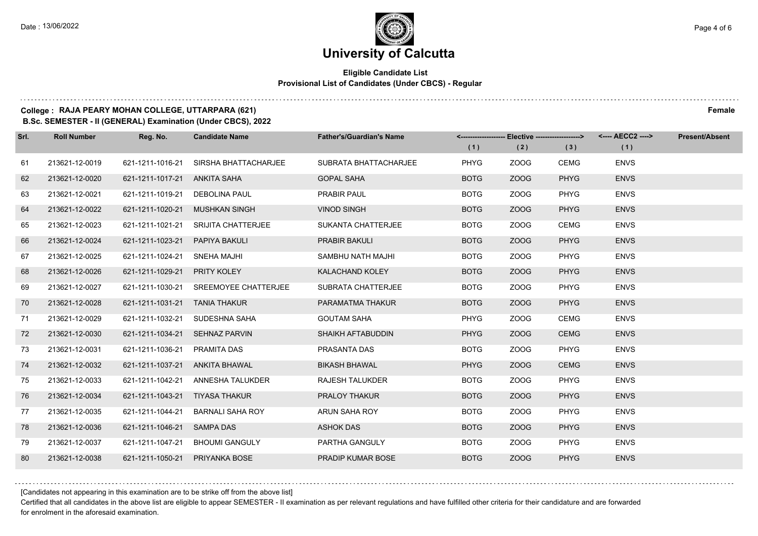# University of Calcutta

**Eligible Candidate List**
**Provisional List of Candidates (Under CBCS) - Regular**

**College : RAJA PEARY MOHAN COLLEGE, UTTARPARA (621)** **Female**
**B.Sc. SEMESTER - II (GENERAL) Examination (Under CBCS), 2022**

| Srl. | Roll Number | Reg. No. | Candidate Name | Father's/Guardian's Name | <---- Elective ----> | | | <---- AECC2 ----> | Present/Absent |
|---|---|---|---|---|---|---|---|---|---|
| | | | | | (1) | (2) | (3) | (1) | |
| 61 | 213621-12-0019 | 621-1211-1016-21 | SIRSHA BHATTACHARJEE | SUBRATA BHATTACHARJEE | PHYG | ZOOG | CEMG | ENVS | |
| 62 | 213621-12-0020 | 621-1211-1017-21 | ANKITA SAHA | GOPAL SAHA | BOTG | ZOOG | PHYG | ENVS | |
| 63 | 213621-12-0021 | 621-1211-1019-21 | DEBOLINA PAUL | PRABIR PAUL | BOTG | ZOOG | PHYG | ENVS | |
| 64 | 213621-12-0022 | 621-1211-1020-21 | MUSHKAN SINGH | VINOD SINGH | BOTG | ZOOG | PHYG | ENVS | |
| 65 | 213621-12-0023 | 621-1211-1021-21 | SRIJITA CHATTERJEE | SUKANTA CHATTERJEE | BOTG | ZOOG | CEMG | ENVS | |
| 66 | 213621-12-0024 | 621-1211-1023-21 | PAPIYA BAKULI | PRABIR BAKULI | BOTG | ZOOG | PHYG | ENVS | |
| 67 | 213621-12-0025 | 621-1211-1024-21 | SNEHA MAJHI | SAMBHU NATH MAJHI | BOTG | ZOOG | PHYG | ENVS | |
| 68 | 213621-12-0026 | 621-1211-1029-21 | PRITY KOLEY | KALACHAND KOLEY | BOTG | ZOOG | PHYG | ENVS | |
| 69 | 213621-12-0027 | 621-1211-1030-21 | SREEMOYEE CHATTERJEE | SUBRATA CHATTERJEE | BOTG | ZOOG | PHYG | ENVS | |
| 70 | 213621-12-0028 | 621-1211-1031-21 | TANIA THAKUR | PARAMATMA THAKUR | BOTG | ZOOG | PHYG | ENVS | |
| 71 | 213621-12-0029 | 621-1211-1032-21 | SUDESHNA SAHA | GOUTAM SAHA | PHYG | ZOOG | CEMG | ENVS | |
| 72 | 213621-12-0030 | 621-1211-1034-21 | SEHNAZ PARVIN | SHAIKH AFTABUDDIN | PHYG | ZOOG | CEMG | ENVS | |
| 73 | 213621-12-0031 | 621-1211-1036-21 | PRAMITA DAS | PRASANTA DAS | BOTG | ZOOG | PHYG | ENVS | |
| 74 | 213621-12-0032 | 621-1211-1037-21 | ANKITA BHAWAL | BIKASH BHAWAL | PHYG | ZOOG | CEMG | ENVS | |
| 75 | 213621-12-0033 | 621-1211-1042-21 | ANNESHA TALUKDER | RAJESH TALUKDER | BOTG | ZOOG | PHYG | ENVS | |
| 76 | 213621-12-0034 | 621-1211-1043-21 | TIYASA THAKUR | PRALOY THAKUR | BOTG | ZOOG | PHYG | ENVS | |
| 77 | 213621-12-0035 | 621-1211-1044-21 | BARNALI SAHA ROY | ARUN SAHA ROY | BOTG | ZOOG | PHYG | ENVS | |
| 78 | 213621-12-0036 | 621-1211-1046-21 | SAMPA DAS | ASHOK DAS | BOTG | ZOOG | PHYG | ENVS | |
| 79 | 213621-12-0037 | 621-1211-1047-21 | BHOUMI GANGULY | PARTHA GANGULY | BOTG | ZOOG | PHYG | ENVS | |
| 80 | 213621-12-0038 | 621-1211-1050-21 | PRIYANKA BOSE | PRADIP KUMAR BOSE | BOTG | ZOOG | PHYG | ENVS | |

[Candidates not appearing in this examination are to be strike off from the above list]

Certified that all candidates in the above list are eligible to appear SEMESTER - II examination as per relevant regulations and have fulfilled other criteria for their candidature and are forwarded for enrolment in the aforesaid examination.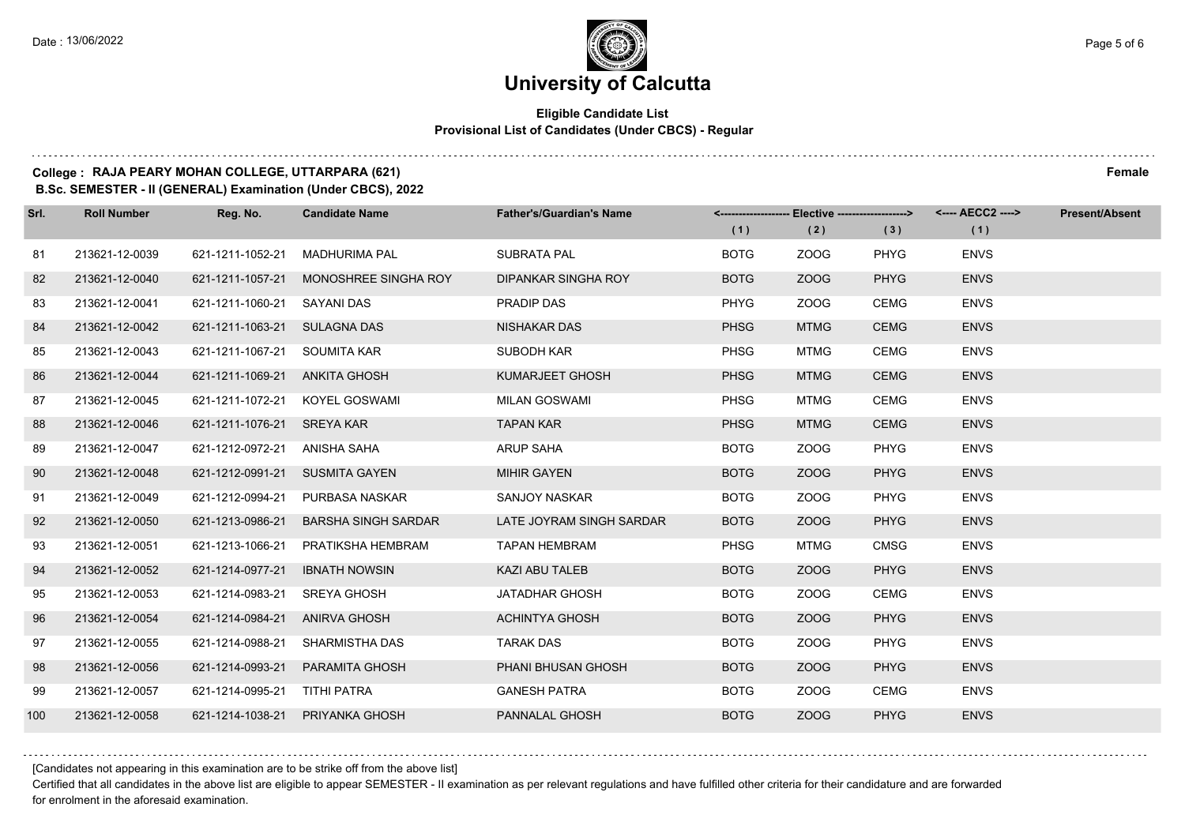# University of Calcutta

**Eligible Candidate List**
**Provisional List of Candidates (Under CBCS) - Regular**

**College : RAJA PEARY MOHAN COLLEGE, UTTARPARA (621)** **Female**
**B.Sc. SEMESTER - II (GENERAL) Examination (Under CBCS), 2022**

| Srl. | Roll Number | Reg. No. | Candidate Name | Father's/Guardian's Name | Elective (1) | Elective (2) | Elective (3) | AECC2 (1) | Present/Absent |
|---|---|---|---|---|---|---|---|---|---|
| 81 | 213621-12-0039 | 621-1211-1052-21 | MADHURIMA PAL | SUBRATA PAL | BOTG | ZOOG | PHYG | ENVS | |
| 82 | 213621-12-0040 | 621-1211-1057-21 | MONOSHREE SINGHA ROY | DIPANKAR SINGHA ROY | BOTG | ZOOG | PHYG | ENVS | |
| 83 | 213621-12-0041 | 621-1211-1060-21 | SAYANI DAS | PRADIP DAS | PHYG | ZOOG | CEMG | ENVS | |
| 84 | 213621-12-0042 | 621-1211-1063-21 | SULAGNA DAS | NISHAKAR DAS | PHSG | MTMG | CEMG | ENVS | |
| 85 | 213621-12-0043 | 621-1211-1067-21 | SOUMITA KAR | SUBODH KAR | PHSG | MTMG | CEMG | ENVS | |
| 86 | 213621-12-0044 | 621-1211-1069-21 | ANKITA GHOSH | KUMARJEET GHOSH | PHSG | MTMG | CEMG | ENVS | |
| 87 | 213621-12-0045 | 621-1211-1072-21 | KOYEL GOSWAMI | MILAN GOSWAMI | PHSG | MTMG | CEMG | ENVS | |
| 88 | 213621-12-0046 | 621-1211-1076-21 | SREYA KAR | TAPAN KAR | PHSG | MTMG | CEMG | ENVS | |
| 89 | 213621-12-0047 | 621-1212-0972-21 | ANISHA SAHA | ARUP SAHA | BOTG | ZOOG | PHYG | ENVS | |
| 90 | 213621-12-0048 | 621-1212-0991-21 | SUSMITA GAYEN | MIHIR GAYEN | BOTG | ZOOG | PHYG | ENVS | |
| 91 | 213621-12-0049 | 621-1212-0994-21 | PURBASA NASKAR | SANJOY NASKAR | BOTG | ZOOG | PHYG | ENVS | |
| 92 | 213621-12-0050 | 621-1213-0986-21 | BARSHA SINGH SARDAR | LATE JOYRAM SINGH SARDAR | BOTG | ZOOG | PHYG | ENVS | |
| 93 | 213621-12-0051 | 621-1213-1066-21 | PRATIKSHA HEMBRAM | TAPAN HEMBRAM | PHSG | MTMG | CMSG | ENVS | |
| 94 | 213621-12-0052 | 621-1214-0977-21 | IBNATH NOWSIN | KAZI ABU TALEB | BOTG | ZOOG | PHYG | ENVS | |
| 95 | 213621-12-0053 | 621-1214-0983-21 | SREYA GHOSH | JATADHAR GHOSH | BOTG | ZOOG | CEMG | ENVS | |
| 96 | 213621-12-0054 | 621-1214-0984-21 | ANIRVA GHOSH | ACHINTYA GHOSH | BOTG | ZOOG | PHYG | ENVS | |
| 97 | 213621-12-0055 | 621-1214-0988-21 | SHARMISTHA DAS | TARAK DAS | BOTG | ZOOG | PHYG | ENVS | |
| 98 | 213621-12-0056 | 621-1214-0993-21 | PARAMITA GHOSH | PHANI BHUSAN GHOSH | BOTG | ZOOG | PHYG | ENVS | |
| 99 | 213621-12-0057 | 621-1214-0995-21 | TITHI PATRA | GANESH PATRA | BOTG | ZOOG | CEMG | ENVS | |
| 100 | 213621-12-0058 | 621-1214-1038-21 | PRIYANKA GHOSH | PANNALAL GHOSH | BOTG | ZOOG | PHYG | ENVS | |

[Candidates not appearing in this examination are to be strike off from the above list]

Certified that all candidates in the above list are eligible to appear SEMESTER - II examination as per relevant regulations and have fulfilled other criteria for their candidature and are forwarded for enrolment in the aforesaid examination.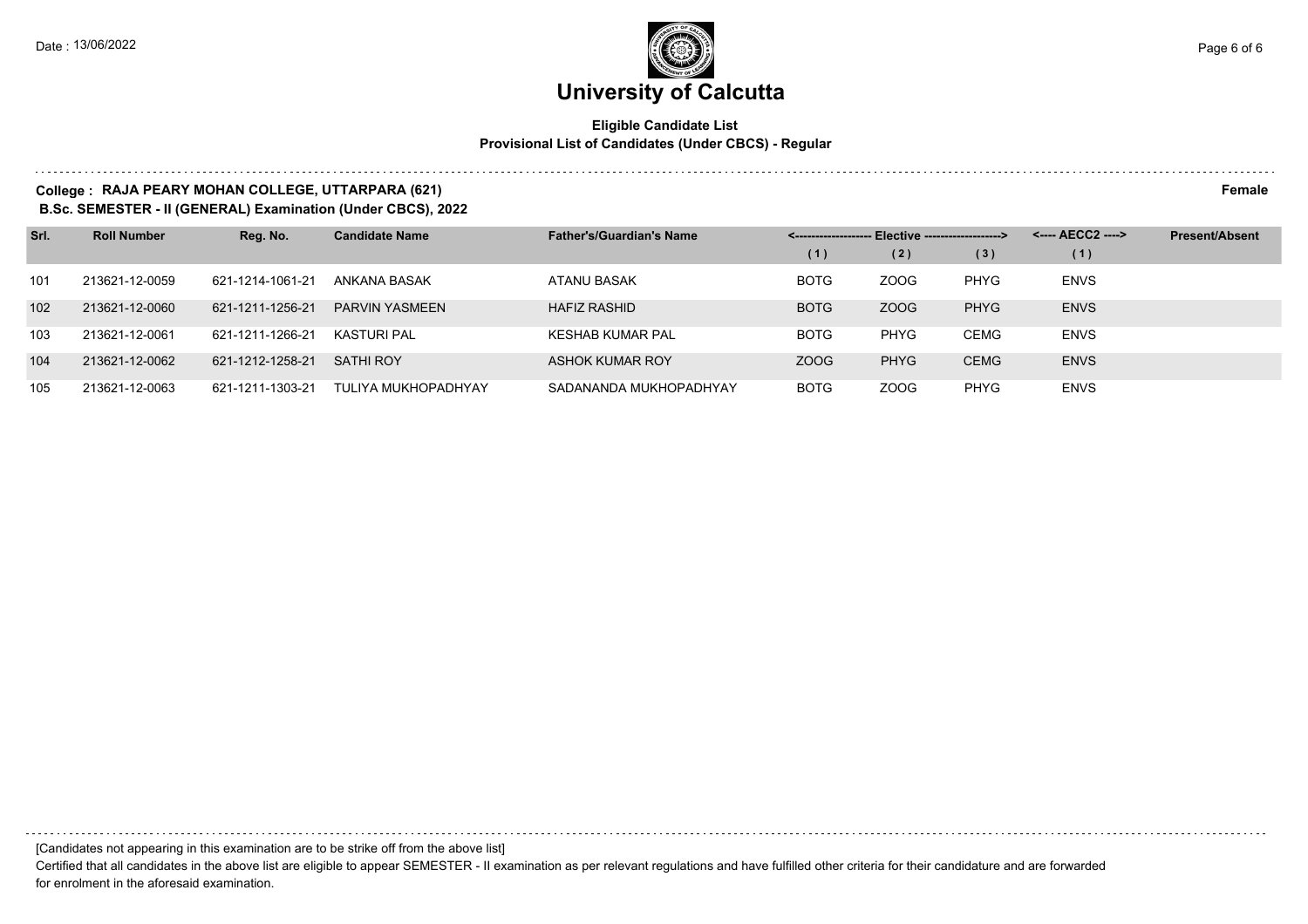# University of Calcutta

**Eligible Candidate List**
**Provisional List of Candidates (Under CBCS) - Regular**

**College : RAJA PEARY MOHAN COLLEGE, UTTARPARA (621)** **Female**
**B.Sc. SEMESTER - II (GENERAL) Examination (Under CBCS), 2022**

| Srl. | Roll Number | Reg. No. | Candidate Name | Father's/Guardian's Name | Elective (1) | Elective (2) | Elective (3) | AECC2 (1) | Present/Absent |
|---|---|---|---|---|---|---|---|---|---|
| 101 | 213621-12-0059 | 621-1214-1061-21 | ANKANA BASAK | ATANU BASAK | BOTG | ZOOG | PHYG | ENVS | |
| 102 | 213621-12-0060 | 621-1211-1256-21 | PARVIN YASMEEN | HAFIZ RASHID | BOTG | ZOOG | PHYG | ENVS | |
| 103 | 213621-12-0061 | 621-1211-1266-21 | KASTURI PAL | KESHAB KUMAR PAL | BOTG | PHYG | CEMG | ENVS | |
| 104 | 213621-12-0062 | 621-1212-1258-21 | SATHI ROY | ASHOK KUMAR ROY | ZOOG | PHYG | CEMG | ENVS | |
| 105 | 213621-12-0063 | 621-1211-1303-21 | TULIYA MUKHOPADHYAY | SADANANDA MUKHOPADHYAY | BOTG | ZOOG | PHYG | ENVS | |

[Candidates not appearing in this examination are to be strike off from the above list]

Certified that all candidates in the above list are eligible to appear SEMESTER - II examination as per relevant regulations and have fulfilled other criteria for their candidature and are forwarded for enrolment in the aforesaid examination.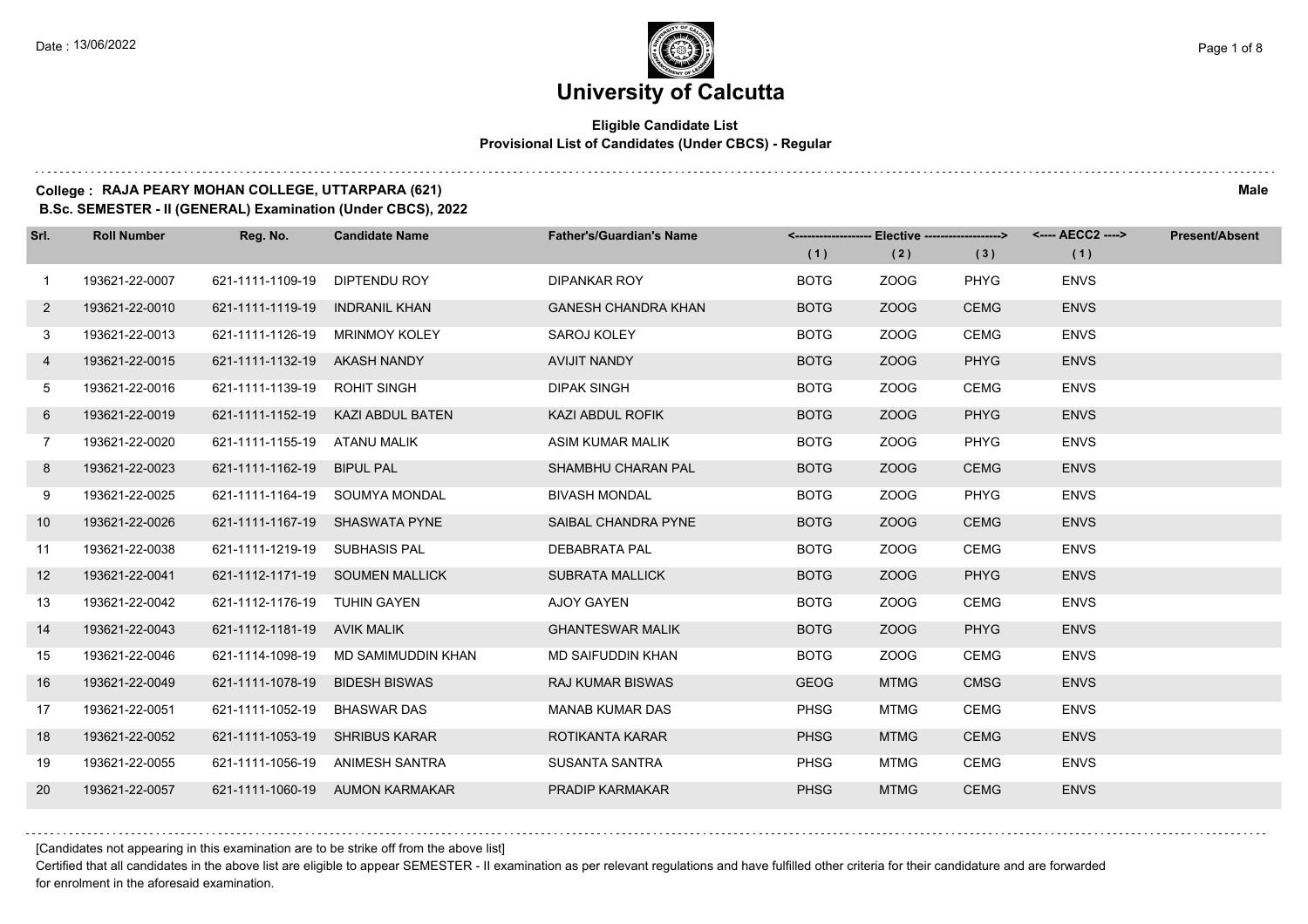# University of Calcutta

**Eligible Candidate List**
**Provisional List of Candidates (Under CBCS) - Regular**

**College : RAJA PEARY MOHAN COLLEGE, UTTARPARA (621)** **Male**
**B.Sc. SEMESTER - II (GENERAL) Examination (Under CBCS), 2022**

| Srl. | Roll Number | Reg. No. | Candidate Name | Father's/Guardian's Name | Elective (1) | Elective (2) | Elective (3) | AECC2 (1) | Present/Absent |
|---|---|---|---|---|---|---|---|---|---|
| 1 | 193621-22-0007 | 621-1111-1109-19 | DIPTENDU ROY | DIPANKAR ROY | BOTG | ZOOG | PHYG | ENVS | |
| 2 | 193621-22-0010 | 621-1111-1119-19 | INDRANIL KHAN | GANESH CHANDRA KHAN | BOTG | ZOOG | CEMG | ENVS | |
| 3 | 193621-22-0013 | 621-1111-1126-19 | MRINMOY KOLEY | SAROJ KOLEY | BOTG | ZOOG | CEMG | ENVS | |
| 4 | 193621-22-0015 | 621-1111-1132-19 | AKASH NANDY | AVIJIT NANDY | BOTG | ZOOG | PHYG | ENVS | |
| 5 | 193621-22-0016 | 621-1111-1139-19 | ROHIT SINGH | DIPAK SINGH | BOTG | ZOOG | CEMG | ENVS | |
| 6 | 193621-22-0019 | 621-1111-1152-19 | KAZI ABDUL BATEN | KAZI ABDUL ROFIK | BOTG | ZOOG | PHYG | ENVS | |
| 7 | 193621-22-0020 | 621-1111-1155-19 | ATANU MALIK | ASIM KUMAR MALIK | BOTG | ZOOG | PHYG | ENVS | |
| 8 | 193621-22-0023 | 621-1111-1162-19 | BIPUL PAL | SHAMBHU CHARAN PAL | BOTG | ZOOG | CEMG | ENVS | |
| 9 | 193621-22-0025 | 621-1111-1164-19 | SOUMYA MONDAL | BIVASH MONDAL | BOTG | ZOOG | PHYG | ENVS | |
| 10 | 193621-22-0026 | 621-1111-1167-19 | SHASWATA PYNE | SAIBAL CHANDRA PYNE | BOTG | ZOOG | CEMG | ENVS | |
| 11 | 193621-22-0038 | 621-1111-1219-19 | SUBHASIS PAL | DEBABRATA PAL | BOTG | ZOOG | CEMG | ENVS | |
| 12 | 193621-22-0041 | 621-1112-1171-19 | SOUMEN MALLICK | SUBRATA MALLICK | BOTG | ZOOG | PHYG | ENVS | |
| 13 | 193621-22-0042 | 621-1112-1176-19 | TUHIN GAYEN | AJOY GAYEN | BOTG | ZOOG | CEMG | ENVS | |
| 14 | 193621-22-0043 | 621-1112-1181-19 | AVIK MALIK | GHANTESWAR MALIK | BOTG | ZOOG | PHYG | ENVS | |
| 15 | 193621-22-0046 | 621-1114-1098-19 | MD SAMIMUDDIN KHAN | MD SAIFUDDIN KHAN | BOTG | ZOOG | CEMG | ENVS | |
| 16 | 193621-22-0049 | 621-1111-1078-19 | BIDESH BISWAS | RAJ KUMAR BISWAS | GEOG | MTMG | CMSG | ENVS | |
| 17 | 193621-22-0051 | 621-1111-1052-19 | BHASWAR DAS | MANAB KUMAR DAS | PHSG | MTMG | CEMG | ENVS | |
| 18 | 193621-22-0052 | 621-1111-1053-19 | SHRIBUS KARAR | ROTIKANTA KARAR | PHSG | MTMG | CEMG | ENVS | |
| 19 | 193621-22-0055 | 621-1111-1056-19 | ANIMESH SANTRA | SUSANTA SANTRA | PHSG | MTMG | CEMG | ENVS | |
| 20 | 193621-22-0057 | 621-1111-1060-19 | AUMON KARMAKAR | PRADIP KARMAKAR | PHSG | MTMG | CEMG | ENVS | |

[Candidates not appearing in this examination are to be strike off from the above list]

Certified that all candidates in the above list are eligible to appear SEMESTER - II examination as per relevant regulations and have fulfilled other criteria for their candidature and are forwarded for enrolment in the aforesaid examination.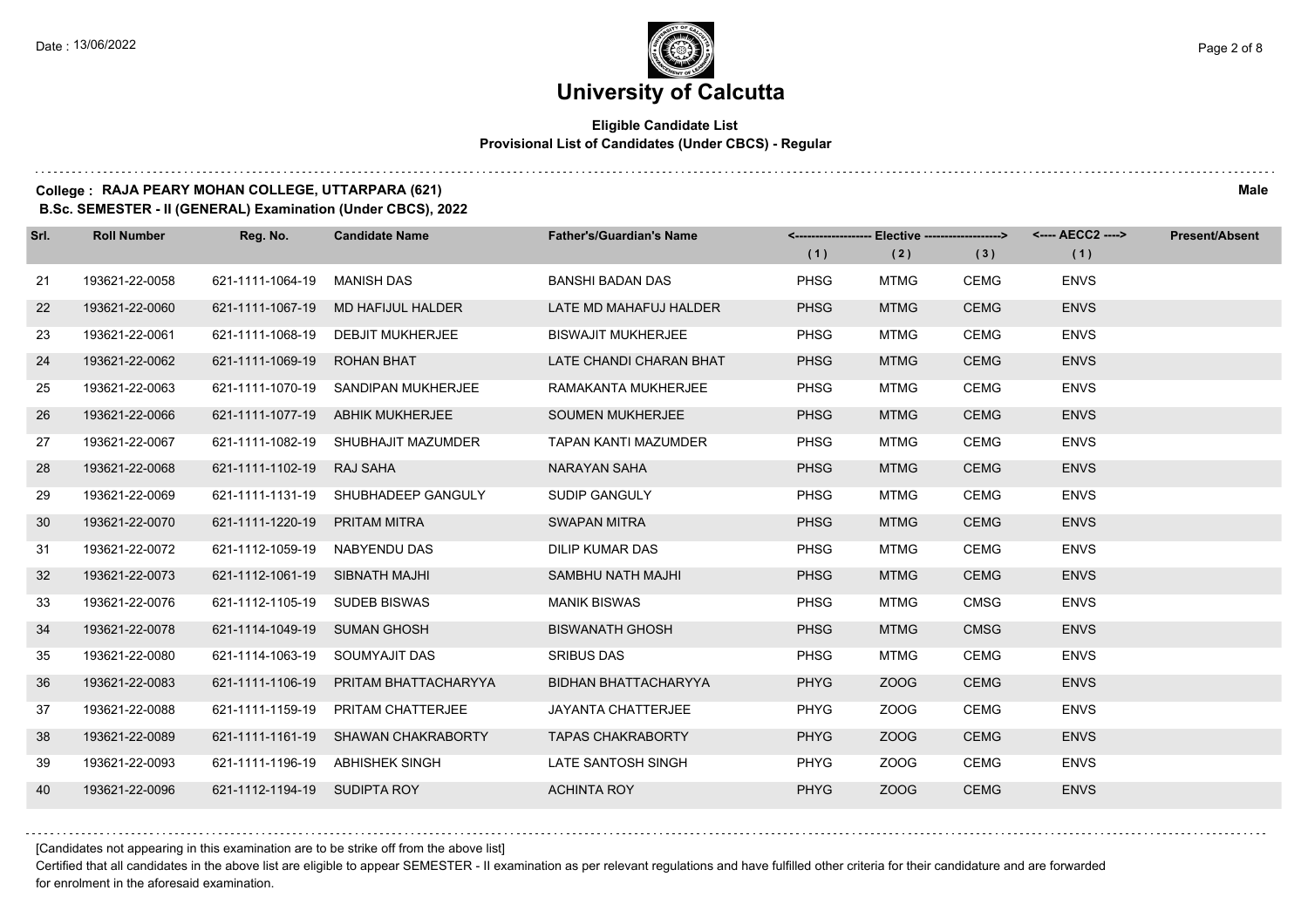# University of Calcutta

**Eligible Candidate List**
**Provisional List of Candidates (Under CBCS) - Regular**

**College : RAJA PEARY MOHAN COLLEGE, UTTARPARA (621)** **Male**
**B.Sc. SEMESTER - II (GENERAL) Examination (Under CBCS), 2022**

| Srl. | Roll Number | Reg. No. | Candidate Name | Father's/Guardian's Name | Elective (1) | Elective (2) | Elective (3) | AECC2 (1) | Present/Absent |
|---|---|---|---|---|---|---|---|---|---|
| 21 | 193621-22-0058 | 621-1111-1064-19 | MANISH DAS | BANSHI BADAN DAS | PHSG | MTMG | CEMG | ENVS | |
| 22 | 193621-22-0060 | 621-1111-1067-19 | MD HAFIJUL HALDER | LATE MD MAHAFUJ HALDER | PHSG | MTMG | CEMG | ENVS | |
| 23 | 193621-22-0061 | 621-1111-1068-19 | DEBJIT MUKHERJEE | BISWAJIT MUKHERJEE | PHSG | MTMG | CEMG | ENVS | |
| 24 | 193621-22-0062 | 621-1111-1069-19 | ROHAN BHAT | LATE CHANDI CHARAN BHAT | PHSG | MTMG | CEMG | ENVS | |
| 25 | 193621-22-0063 | 621-1111-1070-19 | SANDIPAN MUKHERJEE | RAMAKANTA MUKHERJEE | PHSG | MTMG | CEMG | ENVS | |
| 26 | 193621-22-0066 | 621-1111-1077-19 | ABHIK MUKHERJEE | SOUMEN MUKHERJEE | PHSG | MTMG | CEMG | ENVS | |
| 27 | 193621-22-0067 | 621-1111-1082-19 | SHUBHAJIT MAZUMDER | TAPAN KANTI MAZUMDER | PHSG | MTMG | CEMG | ENVS | |
| 28 | 193621-22-0068 | 621-1111-1102-19 | RAJ SAHA | NARAYAN SAHA | PHSG | MTMG | CEMG | ENVS | |
| 29 | 193621-22-0069 | 621-1111-1131-19 | SHUBHADEEP GANGULY | SUDIP GANGULY | PHSG | MTMG | CEMG | ENVS | |
| 30 | 193621-22-0070 | 621-1111-1220-19 | PRITAM MITRA | SWAPAN MITRA | PHSG | MTMG | CEMG | ENVS | |
| 31 | 193621-22-0072 | 621-1112-1059-19 | NABYENDU DAS | DILIP KUMAR DAS | PHSG | MTMG | CEMG | ENVS | |
| 32 | 193621-22-0073 | 621-1112-1061-19 | SIBNATH MAJHI | SAMBHU NATH MAJHI | PHSG | MTMG | CEMG | ENVS | |
| 33 | 193621-22-0076 | 621-1112-1105-19 | SUDEB BISWAS | MANIK BISWAS | PHSG | MTMG | CMSG | ENVS | |
| 34 | 193621-22-0078 | 621-1114-1049-19 | SUMAN GHOSH | BISWANATH GHOSH | PHSG | MTMG | CMSG | ENVS | |
| 35 | 193621-22-0080 | 621-1114-1063-19 | SOUMYAJIT DAS | SRIBUS DAS | PHSG | MTMG | CEMG | ENVS | |
| 36 | 193621-22-0083 | 621-1111-1106-19 | PRITAM BHATTACHARYYA | BIDHAN BHATTACHARYYA | PHYG | ZOOG | CEMG | ENVS | |
| 37 | 193621-22-0088 | 621-1111-1159-19 | PRITAM CHATTERJEE | JAYANTA CHATTERJEE | PHYG | ZOOG | CEMG | ENVS | |
| 38 | 193621-22-0089 | 621-1111-1161-19 | SHAWAN CHAKRABORTY | TAPAS CHAKRABORTY | PHYG | ZOOG | CEMG | ENVS | |
| 39 | 193621-22-0093 | 621-1111-1196-19 | ABHISHEK SINGH | LATE SANTOSH SINGH | PHYG | ZOOG | CEMG | ENVS | |
| 40 | 193621-22-0096 | 621-1112-1194-19 | SUDIPTA ROY | ACHINTA ROY | PHYG | ZOOG | CEMG | ENVS | |

[Candidates not appearing in this examination are to be strike off from the above list]

Certified that all candidates in the above list are eligible to appear SEMESTER - II examination as per relevant regulations and have fulfilled other criteria for their candidature and are forwarded for enrolment in the aforesaid examination.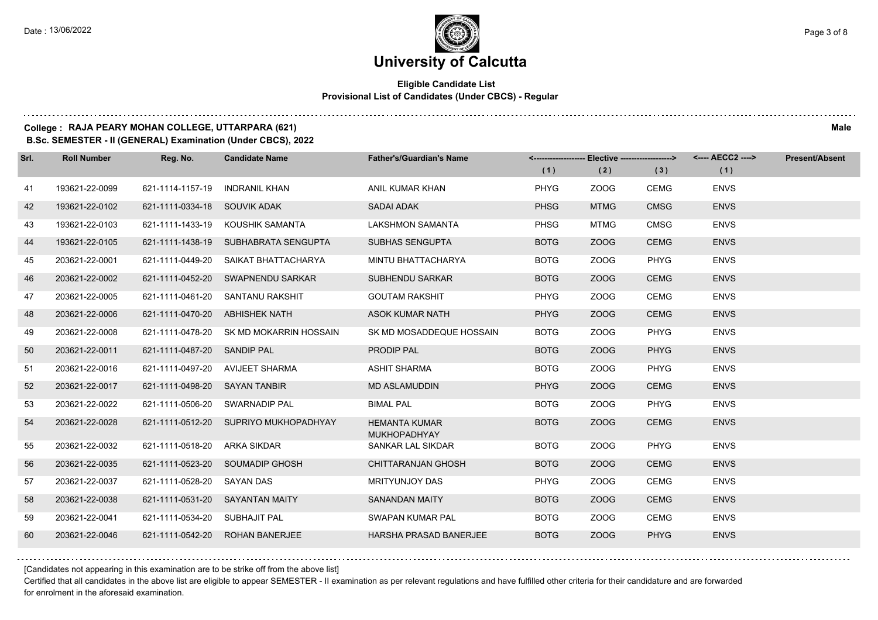# University of Calcutta

**Eligible Candidate List**
**Provisional List of Candidates (Under CBCS) - Regular**

**College : RAJA PEARY MOHAN COLLEGE, UTTARPARA (621)**
**B.Sc. SEMESTER - II (GENERAL) Examination (Under CBCS), 2022**

**Male**

| Srl. | Roll Number | Reg. No. | Candidate Name | Father's/Guardian's Name | Elective (1) | Elective (2) | Elective (3) | AECC2 (1) | Present/Absent |
|---|---|---|---|---|---|---|---|---|---|
| 41 | 193621-22-0099 | 621-1114-1157-19 | INDRANIL KHAN | ANIL KUMAR KHAN | PHYG | ZOOG | CEMG | ENVS | |
| 42 | 193621-22-0102 | 621-1111-0334-18 | SOUVIK ADAK | SADAI ADAK | PHSG | MTMG | CMSG | ENVS | |
| 43 | 193621-22-0103 | 621-1111-1433-19 | KOUSHIK SAMANTA | LAKSHMON SAMANTA | PHSG | MTMG | CMSG | ENVS | |
| 44 | 193621-22-0105 | 621-1111-1438-19 | SUBHABRATA SENGUPTA | SUBHAS SENGUPTA | BOTG | ZOOG | CEMG | ENVS | |
| 45 | 203621-22-0001 | 621-1111-0449-20 | SAIKAT BHATTACHARYA | MINTU BHATTACHARYA | BOTG | ZOOG | PHYG | ENVS | |
| 46 | 203621-22-0002 | 621-1111-0452-20 | SWAPNENDU SARKAR | SUBHENDU SARKAR | BOTG | ZOOG | CEMG | ENVS | |
| 47 | 203621-22-0005 | 621-1111-0461-20 | SANTANU RAKSHIT | GOUTAM RAKSHIT | PHYG | ZOOG | CEMG | ENVS | |
| 48 | 203621-22-0006 | 621-1111-0470-20 | ABHISHEK NATH | ASOK KUMAR NATH | PHYG | ZOOG | CEMG | ENVS | |
| 49 | 203621-22-0008 | 621-1111-0478-20 | SK MD MOKARRIN HOSSAIN | SK MD MOSADDEQUE HOSSAIN | BOTG | ZOOG | PHYG | ENVS | |
| 50 | 203621-22-0011 | 621-1111-0487-20 | SANDIP PAL | PRODIP PAL | BOTG | ZOOG | PHYG | ENVS | |
| 51 | 203621-22-0016 | 621-1111-0497-20 | AVIJEET SHARMA | ASHIT SHARMA | BOTG | ZOOG | PHYG | ENVS | |
| 52 | 203621-22-0017 | 621-1111-0498-20 | SAYAN TANBIR | MD ASLAMUDDIN | PHYG | ZOOG | CEMG | ENVS | |
| 53 | 203621-22-0022 | 621-1111-0506-20 | SWARNADIP PAL | BIMAL PAL | BOTG | ZOOG | PHYG | ENVS | |
| 54 | 203621-22-0028 | 621-1111-0512-20 | SUPRIYO MUKHOPADHYAY | HEMANTA KUMAR MUKHOPADHYAY | BOTG | ZOOG | CEMG | ENVS | |
| 55 | 203621-22-0032 | 621-1111-0518-20 | ARKA SIKDAR | SANKAR LAL SIKDAR | BOTG | ZOOG | PHYG | ENVS | |
| 56 | 203621-22-0035 | 621-1111-0523-20 | SOUMADIP GHOSH | CHITTARANJAN GHOSH | BOTG | ZOOG | CEMG | ENVS | |
| 57 | 203621-22-0037 | 621-1111-0528-20 | SAYAN DAS | MRITYUNJOY DAS | PHYG | ZOOG | CEMG | ENVS | |
| 58 | 203621-22-0038 | 621-1111-0531-20 | SAYANTAN MAITY | SANANDAN MAITY | BOTG | ZOOG | CEMG | ENVS | |
| 59 | 203621-22-0041 | 621-1111-0534-20 | SUBHAJIT PAL | SWAPAN KUMAR PAL | BOTG | ZOOG | CEMG | ENVS | |
| 60 | 203621-22-0046 | 621-1111-0542-20 | ROHAN BANERJEE | HARSHA PRASAD BANERJEE | BOTG | ZOOG | PHYG | ENVS | |

[Candidates not appearing in this examination are to be strike off from the above list]

Certified that all candidates in the above list are eligible to appear SEMESTER - II examination as per relevant regulations and have fulfilled other criteria for their candidature and are forwarded for enrolment in the aforesaid examination.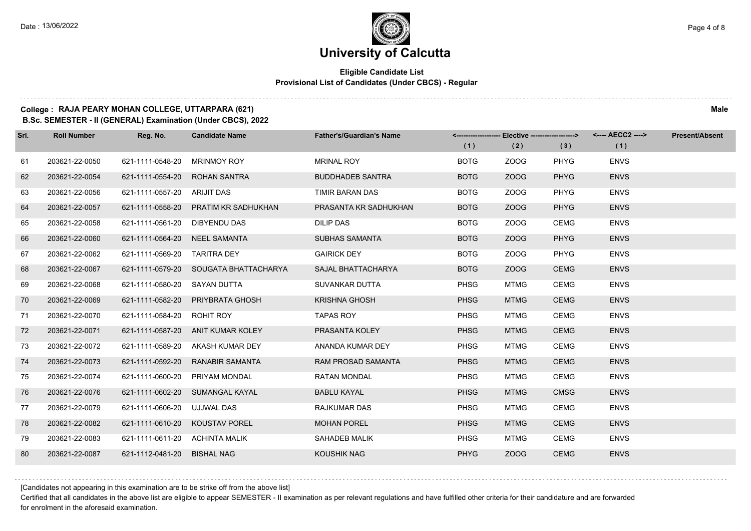# University of Calcutta

**Eligible Candidate List**
**Provisional List of Candidates (Under CBCS) - Regular**

**College : RAJA PEARY MOHAN COLLEGE, UTTARPARA (621)** **Male**
**B.Sc. SEMESTER - II (GENERAL) Examination (Under CBCS), 2022**

| Srl. | Roll Number | Reg. No. | Candidate Name | Father's/Guardian's Name | Elective (1) | Elective (2) | Elective (3) | AECC2 (1) | Present/Absent |
|---|---|---|---|---|---|---|---|---|---|
| 61 | 203621-22-0050 | 621-1111-0548-20 | MRINMOY ROY | MRINAL ROY | BOTG | ZOOG | PHYG | ENVS | |
| 62 | 203621-22-0054 | 621-1111-0554-20 | ROHAN SANTRA | BUDDHADEB SANTRA | BOTG | ZOOG | PHYG | ENVS | |
| 63 | 203621-22-0056 | 621-1111-0557-20 | ARIJIT DAS | TIMIR BARAN DAS | BOTG | ZOOG | PHYG | ENVS | |
| 64 | 203621-22-0057 | 621-1111-0558-20 | PRATIM KR SADHUKHAN | PRASANTA KR SADHUKHAN | BOTG | ZOOG | PHYG | ENVS | |
| 65 | 203621-22-0058 | 621-1111-0561-20 | DIBYENDU DAS | DILIP DAS | BOTG | ZOOG | CEMG | ENVS | |
| 66 | 203621-22-0060 | 621-1111-0564-20 | NEEL SAMANTA | SUBHAS SAMANTA | BOTG | ZOOG | PHYG | ENVS | |
| 67 | 203621-22-0062 | 621-1111-0569-20 | TARITRA DEY | GAIRICK DEY | BOTG | ZOOG | PHYG | ENVS | |
| 68 | 203621-22-0067 | 621-1111-0579-20 | SOUGATA BHATTACHARYA | SAJAL BHATTACHARYA | BOTG | ZOOG | CEMG | ENVS | |
| 69 | 203621-22-0068 | 621-1111-0580-20 | SAYAN DUTTA | SUVANKAR DUTTA | PHSG | MTMG | CEMG | ENVS | |
| 70 | 203621-22-0069 | 621-1111-0582-20 | PRIYBRATA GHOSH | KRISHNA GHOSH | PHSG | MTMG | CEMG | ENVS | |
| 71 | 203621-22-0070 | 621-1111-0584-20 | ROHIT ROY | TAPAS ROY | PHSG | MTMG | CEMG | ENVS | |
| 72 | 203621-22-0071 | 621-1111-0587-20 | ANIT KUMAR KOLEY | PRASANTA KOLEY | PHSG | MTMG | CEMG | ENVS | |
| 73 | 203621-22-0072 | 621-1111-0589-20 | AKASH KUMAR DEY | ANANDA KUMAR DEY | PHSG | MTMG | CEMG | ENVS | |
| 74 | 203621-22-0073 | 621-1111-0592-20 | RANABIR SAMANTA | RAM PROSAD SAMANTA | PHSG | MTMG | CEMG | ENVS | |
| 75 | 203621-22-0074 | 621-1111-0600-20 | PRIYAM MONDAL | RATAN MONDAL | PHSG | MTMG | CEMG | ENVS | |
| 76 | 203621-22-0076 | 621-1111-0602-20 | SUMANGAL KAYAL | BABLU KAYAL | PHSG | MTMG | CMSG | ENVS | |
| 77 | 203621-22-0079 | 621-1111-0606-20 | UJJWAL DAS | RAJKUMAR DAS | PHSG | MTMG | CEMG | ENVS | |
| 78 | 203621-22-0082 | 621-1111-0610-20 | KOUSTAV POREL | MOHAN POREL | PHSG | MTMG | CEMG | ENVS | |
| 79 | 203621-22-0083 | 621-1111-0611-20 | ACHINTA MALIK | SAHADEB MALIK | PHSG | MTMG | CEMG | ENVS | |
| 80 | 203621-22-0087 | 621-1112-0481-20 | BISHAL NAG | KOUSHIK NAG | PHYG | ZOOG | CEMG | ENVS | |

[Candidates not appearing in this examination are to be strike off from the above list]

Certified that all candidates in the above list are eligible to appear SEMESTER - II examination as per relevant regulations and have fulfilled other criteria for their candidature and are forwarded for enrolment in the aforesaid examination.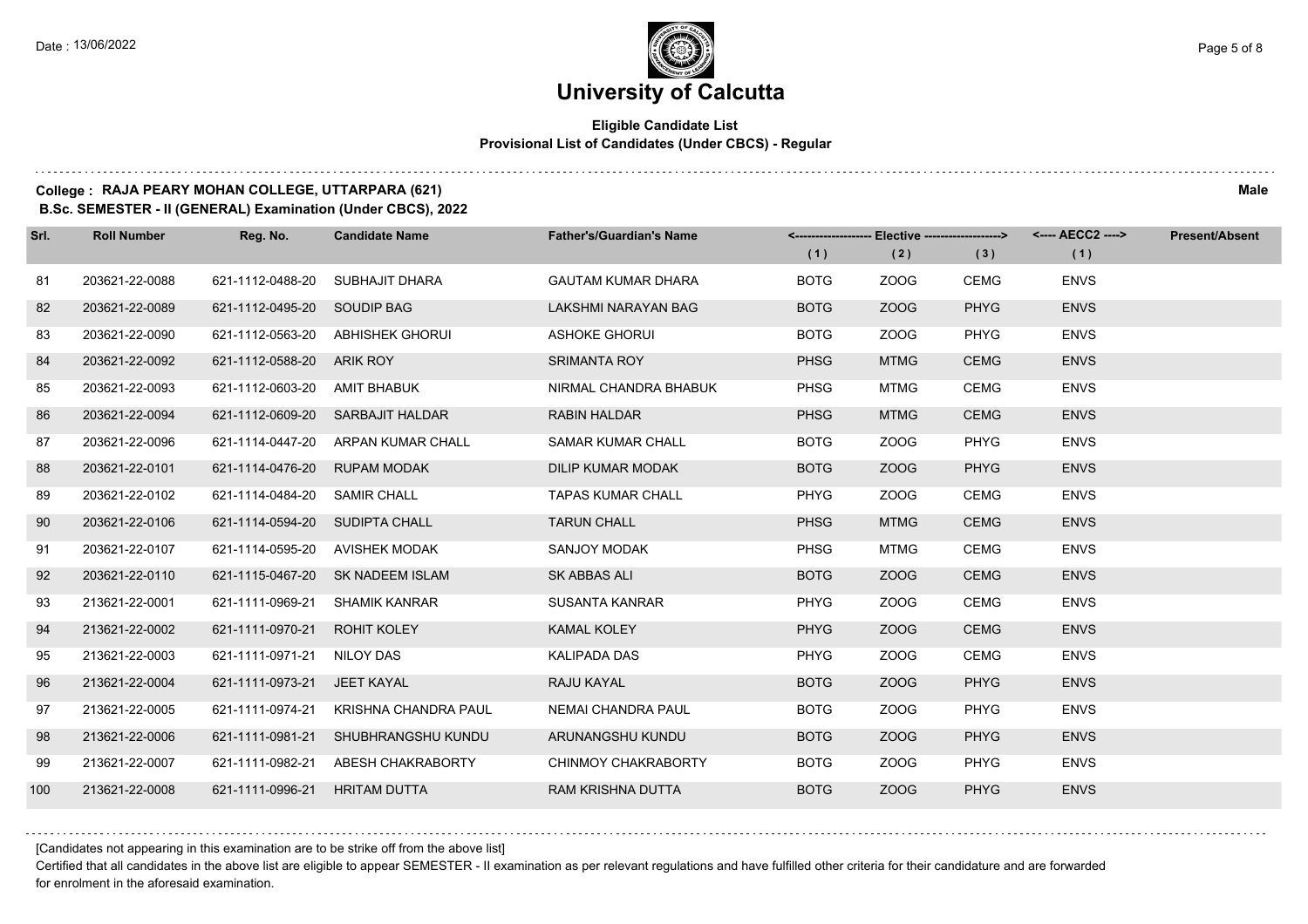# University of Calcutta

**Eligible Candidate List**
**Provisional List of Candidates (Under CBCS) - Regular**

**College : RAJA PEARY MOHAN COLLEGE, UTTARPARA (621)** **Male**
**B.Sc. SEMESTER - II (GENERAL) Examination (Under CBCS), 2022**

| Srl. | Roll Number | Reg. No. | Candidate Name | Father's/Guardian's Name | <------ Elective ------> | | | <---- AECC2 ----> | Present/Absent |
|---|---|---|---|---|---|---|---|---|---|
| | | | | | (1) | (2) | (3) | (1) | |
| 81 | 203621-22-0088 | 621-1112-0488-20 | SUBHAJIT DHARA | GAUTAM KUMAR DHARA | BOTG | ZOOG | CEMG | ENVS | |
| 82 | 203621-22-0089 | 621-1112-0495-20 | SOUDIP BAG | LAKSHMI NARAYAN BAG | BOTG | ZOOG | PHYG | ENVS | |
| 83 | 203621-22-0090 | 621-1112-0563-20 | ABHISHEK GHORUI | ASHOKE GHORUI | BOTG | ZOOG | PHYG | ENVS | |
| 84 | 203621-22-0092 | 621-1112-0588-20 | ARIK ROY | SRIMANTA ROY | PHSG | MTMG | CEMG | ENVS | |
| 85 | 203621-22-0093 | 621-1112-0603-20 | AMIT BHABUK | NIRMAL CHANDRA BHABUK | PHSG | MTMG | CEMG | ENVS | |
| 86 | 203621-22-0094 | 621-1112-0609-20 | SARBAJIT HALDAR | RABIN HALDAR | PHSG | MTMG | CEMG | ENVS | |
| 87 | 203621-22-0096 | 621-1114-0447-20 | ARPAN KUMAR CHALL | SAMAR KUMAR CHALL | BOTG | ZOOG | PHYG | ENVS | |
| 88 | 203621-22-0101 | 621-1114-0476-20 | RUPAM MODAK | DILIP KUMAR MODAK | BOTG | ZOOG | PHYG | ENVS | |
| 89 | 203621-22-0102 | 621-1114-0484-20 | SAMIR CHALL | TAPAS KUMAR CHALL | PHYG | ZOOG | CEMG | ENVS | |
| 90 | 203621-22-0106 | 621-1114-0594-20 | SUDIPTA CHALL | TARUN CHALL | PHSG | MTMG | CEMG | ENVS | |
| 91 | 203621-22-0107 | 621-1114-0595-20 | AVISHEK MODAK | SANJOY MODAK | PHSG | MTMG | CEMG | ENVS | |
| 92 | 203621-22-0110 | 621-1115-0467-20 | SK NADEEM ISLAM | SK ABBAS ALI | BOTG | ZOOG | CEMG | ENVS | |
| 93 | 213621-22-0001 | 621-1111-0969-21 | SHAMIK KANRAR | SUSANTA KANRAR | PHYG | ZOOG | CEMG | ENVS | |
| 94 | 213621-22-0002 | 621-1111-0970-21 | ROHIT KOLEY | KAMAL KOLEY | PHYG | ZOOG | CEMG | ENVS | |
| 95 | 213621-22-0003 | 621-1111-0971-21 | NILOY DAS | KALIPADA DAS | PHYG | ZOOG | CEMG | ENVS | |
| 96 | 213621-22-0004 | 621-1111-0973-21 | JEET KAYAL | RAJU KAYAL | BOTG | ZOOG | PHYG | ENVS | |
| 97 | 213621-22-0005 | 621-1111-0974-21 | KRISHNA CHANDRA PAUL | NEMAI CHANDRA PAUL | BOTG | ZOOG | PHYG | ENVS | |
| 98 | 213621-22-0006 | 621-1111-0981-21 | SHUBHRANGSHU KUNDU | ARUNANGSHU KUNDU | BOTG | ZOOG | PHYG | ENVS | |
| 99 | 213621-22-0007 | 621-1111-0982-21 | ABESH CHAKRABORTY | CHINMOY CHAKRABORTY | BOTG | ZOOG | PHYG | ENVS | |
| 100 | 213621-22-0008 | 621-1111-0996-21 | HRITAM DUTTA | RAM KRISHNA DUTTA | BOTG | ZOOG | PHYG | ENVS | |

[Candidates not appearing in this examination are to be strike off from the above list]

Certified that all candidates in the above list are eligible to appear SEMESTER - II examination as per relevant regulations and have fulfilled other criteria for their candidature and are forwarded for enrolment in the aforesaid examination.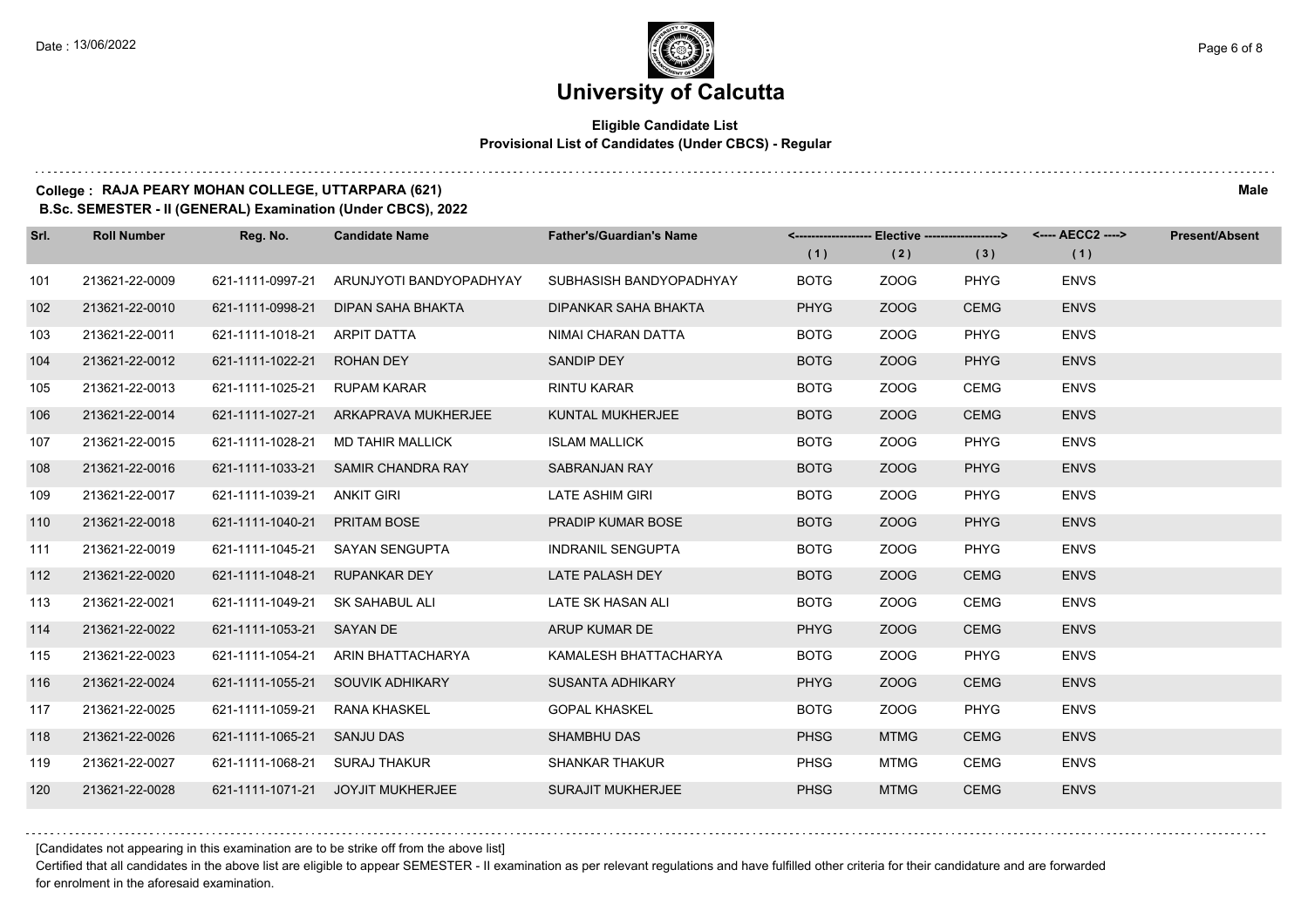# University of Calcutta

**Eligible Candidate List**
**Provisional List of Candidates (Under CBCS) - Regular**

**College : RAJA PEARY MOHAN COLLEGE, UTTARPARA (621)** **Male**

**B.Sc. SEMESTER - II (GENERAL) Examination (Under CBCS), 2022**

| Srl. | Roll Number | Reg. No. | Candidate Name | Father's/Guardian's Name | <------------------ Elective ------------------> | | | <---- AECC2 ----> | Present/Absent |
|---|---|---|---|---|---|---|---|---|---|
| | | | | | (1) | (2) | (3) | (1) | |
| 101 | 213621-22-0009 | 621-1111-0997-21 | ARUNJYOTI BANDYOPADHYAY | SUBHASISH BANDYOPADHYAY | BOTG | ZOOG | PHYG | ENVS | |
| 102 | 213621-22-0010 | 621-1111-0998-21 | DIPAN SAHA BHAKTA | DIPANKAR SAHA BHAKTA | PHYG | ZOOG | CEMG | ENVS | |
| 103 | 213621-22-0011 | 621-1111-1018-21 | ARPIT DATTA | NIMAI CHARAN DATTA | BOTG | ZOOG | PHYG | ENVS | |
| 104 | 213621-22-0012 | 621-1111-1022-21 | ROHAN DEY | SANDIP DEY | BOTG | ZOOG | PHYG | ENVS | |
| 105 | 213621-22-0013 | 621-1111-1025-21 | RUPAM KARAR | RINTU KARAR | BOTG | ZOOG | CEMG | ENVS | |
| 106 | 213621-22-0014 | 621-1111-1027-21 | ARKAPRAVA MUKHERJEE | KUNTAL MUKHERJEE | BOTG | ZOOG | CEMG | ENVS | |
| 107 | 213621-22-0015 | 621-1111-1028-21 | MD TAHIR MALLICK | ISLAM MALLICK | BOTG | ZOOG | PHYG | ENVS | |
| 108 | 213621-22-0016 | 621-1111-1033-21 | SAMIR CHANDRA RAY | SABRANJAN RAY | BOTG | ZOOG | PHYG | ENVS | |
| 109 | 213621-22-0017 | 621-1111-1039-21 | ANKIT GIRI | LATE ASHIM GIRI | BOTG | ZOOG | PHYG | ENVS | |
| 110 | 213621-22-0018 | 621-1111-1040-21 | PRITAM BOSE | PRADIP KUMAR BOSE | BOTG | ZOOG | PHYG | ENVS | |
| 111 | 213621-22-0019 | 621-1111-1045-21 | SAYAN SENGUPTA | INDRANIL SENGUPTA | BOTG | ZOOG | PHYG | ENVS | |
| 112 | 213621-22-0020 | 621-1111-1048-21 | RUPANKAR DEY | LATE PALASH DEY | BOTG | ZOOG | CEMG | ENVS | |
| 113 | 213621-22-0021 | 621-1111-1049-21 | SK SAHABUL ALI | LATE SK HASAN ALI | BOTG | ZOOG | CEMG | ENVS | |
| 114 | 213621-22-0022 | 621-1111-1053-21 | SAYAN DE | ARUP KUMAR DE | PHYG | ZOOG | CEMG | ENVS | |
| 115 | 213621-22-0023 | 621-1111-1054-21 | ARIN BHATTACHARYA | KAMALESH BHATTACHARYA | BOTG | ZOOG | PHYG | ENVS | |
| 116 | 213621-22-0024 | 621-1111-1055-21 | SOUVIK ADHIKARY | SUSANTA ADHIKARY | PHYG | ZOOG | CEMG | ENVS | |
| 117 | 213621-22-0025 | 621-1111-1059-21 | RANA KHASKEL | GOPAL KHASKEL | BOTG | ZOOG | PHYG | ENVS | |
| 118 | 213621-22-0026 | 621-1111-1065-21 | SANJU DAS | SHAMBHU DAS | PHSG | MTMG | CEMG | ENVS | |
| 119 | 213621-22-0027 | 621-1111-1068-21 | SURAJ THAKUR | SHANKAR THAKUR | PHSG | MTMG | CEMG | ENVS | |
| 120 | 213621-22-0028 | 621-1111-1071-21 | JOYJIT MUKHERJEE | SURAJIT MUKHERJEE | PHSG | MTMG | CEMG | ENVS | |

[Candidates not appearing in this examination are to be strike off from the above list]

Certified that all candidates in the above list are eligible to appear SEMESTER - II examination as per relevant regulations and have fulfilled other criteria for their candidature and are forwarded for enrolment in the aforesaid examination.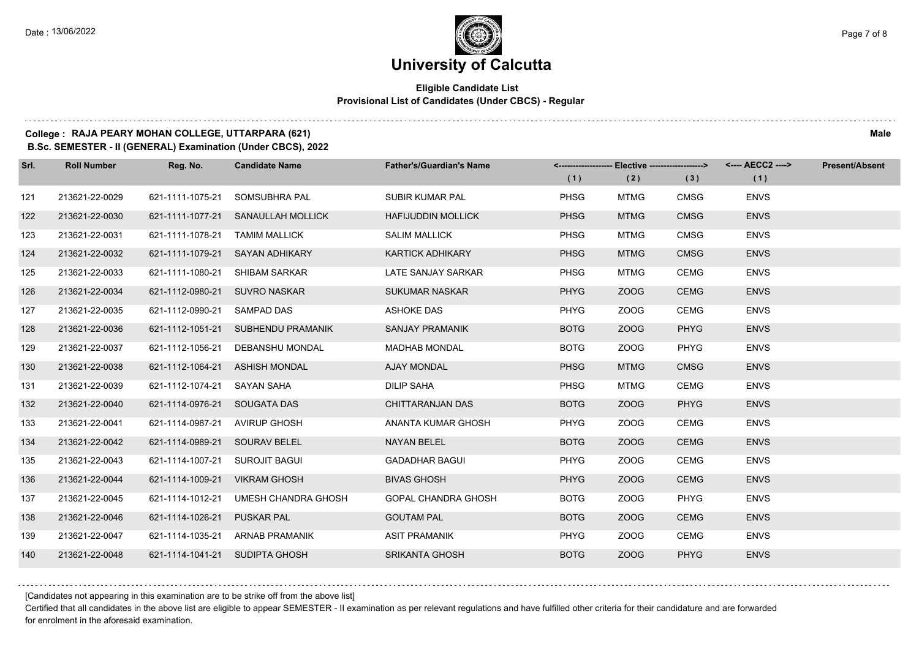# University of Calcutta

**Eligible Candidate List**
**Provisional List of Candidates (Under CBCS) - Regular**

**College : RAJA PEARY MOHAN COLLEGE, UTTARPARA (621)** — **Male**

**B.Sc. SEMESTER - II (GENERAL) Examination (Under CBCS), 2022**

| Srl. | Roll Number | Reg. No. | Candidate Name | Father's/Guardian's Name | Elective (1) | Elective (2) | Elective (3) | AECC2 (1) | Present/Absent |
|---|---|---|---|---|---|---|---|---|---|
| 121 | 213621-22-0029 | 621-1111-1075-21 | SOMSUBHRA PAL | SUBIR KUMAR PAL | PHSG | MTMG | CMSG | ENVS | |
| 122 | 213621-22-0030 | 621-1111-1077-21 | SANAULLAH MOLLICK | HAFIJUDDIN MOLLICK | PHSG | MTMG | CMSG | ENVS | |
| 123 | 213621-22-0031 | 621-1111-1078-21 | TAMIM MALLICK | SALIM MALLICK | PHSG | MTMG | CMSG | ENVS | |
| 124 | 213621-22-0032 | 621-1111-1079-21 | SAYAN ADHIKARY | KARTICK ADHIKARY | PHSG | MTMG | CMSG | ENVS | |
| 125 | 213621-22-0033 | 621-1111-1080-21 | SHIBAM SARKAR | LATE SANJAY SARKAR | PHSG | MTMG | CEMG | ENVS | |
| 126 | 213621-22-0034 | 621-1112-0980-21 | SUVRO NASKAR | SUKUMAR NASKAR | PHYG | ZOOG | CEMG | ENVS | |
| 127 | 213621-22-0035 | 621-1112-0990-21 | SAMPAD DAS | ASHOKE DAS | PHYG | ZOOG | CEMG | ENVS | |
| 128 | 213621-22-0036 | 621-1112-1051-21 | SUBHENDU PRAMANIK | SANJAY PRAMANIK | BOTG | ZOOG | PHYG | ENVS | |
| 129 | 213621-22-0037 | 621-1112-1056-21 | DEBANSHU MONDAL | MADHAB MONDAL | BOTG | ZOOG | PHYG | ENVS | |
| 130 | 213621-22-0038 | 621-1112-1064-21 | ASHISH MONDAL | AJAY MONDAL | PHSG | MTMG | CMSG | ENVS | |
| 131 | 213621-22-0039 | 621-1112-1074-21 | SAYAN SAHA | DILIP SAHA | PHSG | MTMG | CEMG | ENVS | |
| 132 | 213621-22-0040 | 621-1114-0976-21 | SOUGATA DAS | CHITTARANJAN DAS | BOTG | ZOOG | PHYG | ENVS | |
| 133 | 213621-22-0041 | 621-1114-0987-21 | AVIRUP GHOSH | ANANTA KUMAR GHOSH | PHYG | ZOOG | CEMG | ENVS | |
| 134 | 213621-22-0042 | 621-1114-0989-21 | SOURAV BELEL | NAYAN BELEL | BOTG | ZOOG | CEMG | ENVS | |
| 135 | 213621-22-0043 | 621-1114-1007-21 | SUROJIT BAGUI | GADADHAR BAGUI | PHYG | ZOOG | CEMG | ENVS | |
| 136 | 213621-22-0044 | 621-1114-1009-21 | VIKRAM GHOSH | BIVAS GHOSH | PHYG | ZOOG | CEMG | ENVS | |
| 137 | 213621-22-0045 | 621-1114-1012-21 | UMESH CHANDRA GHOSH | GOPAL CHANDRA GHOSH | BOTG | ZOOG | PHYG | ENVS | |
| 138 | 213621-22-0046 | 621-1114-1026-21 | PUSKAR PAL | GOUTAM PAL | BOTG | ZOOG | CEMG | ENVS | |
| 139 | 213621-22-0047 | 621-1114-1035-21 | ARNAB PRAMANIK | ASIT PRAMANIK | PHYG | ZOOG | CEMG | ENVS | |
| 140 | 213621-22-0048 | 621-1114-1041-21 | SUDIPTA GHOSH | SRIKANTA GHOSH | BOTG | ZOOG | PHYG | ENVS | |

[Candidates not appearing in this examination are to be strike off from the above list]

Certified that all candidates in the above list are eligible to appear SEMESTER - II examination as per relevant regulations and have fulfilled other criteria for their candidature and are forwarded for enrolment in the aforesaid examination.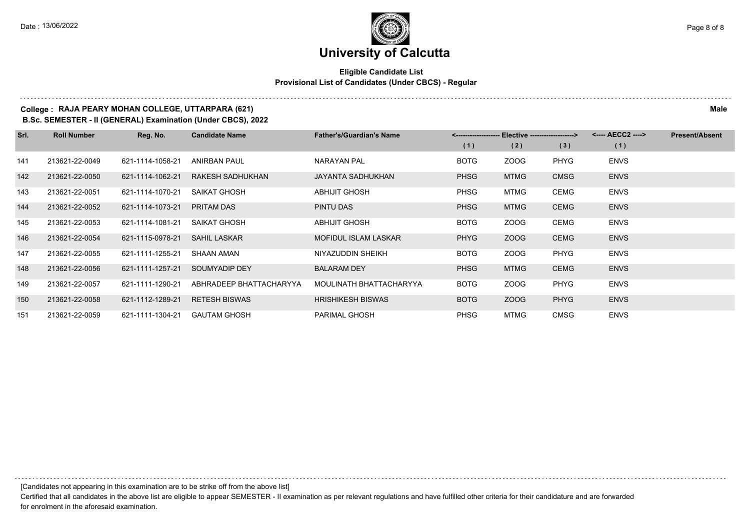# University of Calcutta

**Eligible Candidate List**
**Provisional List of Candidates (Under CBCS) - Regular**

**College : RAJA PEARY MOHAN COLLEGE, UTTARPARA (621)** **Male**

**B.Sc. SEMESTER - II (GENERAL) Examination (Under CBCS), 2022**

| Srl. | Roll Number | Reg. No. | Candidate Name | Father's/Guardian's Name | <------------------- Elective -------------------> | | | <---- AECC2 ----> | Present/Absent |
|---|---|---|---|---|---|---|---|---|---|
| | | | | | (1) | (2) | (3) | (1) | |
| 141 | 213621-22-0049 | 621-1114-1058-21 | ANIRBAN PAUL | NARAYAN PAL | BOTG | ZOOG | PHYG | ENVS | |
| 142 | 213621-22-0050 | 621-1114-1062-21 | RAKESH SADHUKHAN | JAYANTA SADHUKHAN | PHSG | MTMG | CMSG | ENVS | |
| 143 | 213621-22-0051 | 621-1114-1070-21 | SAIKAT GHOSH | ABHIJIT GHOSH | PHSG | MTMG | CEMG | ENVS | |
| 144 | 213621-22-0052 | 621-1114-1073-21 | PRITAM DAS | PINTU DAS | PHSG | MTMG | CEMG | ENVS | |
| 145 | 213621-22-0053 | 621-1114-1081-21 | SAIKAT GHOSH | ABHIJIT GHOSH | BOTG | ZOOG | CEMG | ENVS | |
| 146 | 213621-22-0054 | 621-1115-0978-21 | SAHIL LASKAR | MOFIDUL ISLAM LASKAR | PHYG | ZOOG | CEMG | ENVS | |
| 147 | 213621-22-0055 | 621-1111-1255-21 | SHAAN AMAN | NIYAZUDDIN SHEIKH | BOTG | ZOOG | PHYG | ENVS | |
| 148 | 213621-22-0056 | 621-1111-1257-21 | SOUMYADIP DEY | BALARAM DEY | PHSG | MTMG | CEMG | ENVS | |
| 149 | 213621-22-0057 | 621-1111-1290-21 | ABHRADEEP BHATTACHARYYA | MOULINATH BHATTACHARYYA | BOTG | ZOOG | PHYG | ENVS | |
| 150 | 213621-22-0058 | 621-1112-1289-21 | RETESH BISWAS | HRISHIKESH BISWAS | BOTG | ZOOG | PHYG | ENVS | |
| 151 | 213621-22-0059 | 621-1111-1304-21 | GAUTAM GHOSH | PARIMAL GHOSH | PHSG | MTMG | CMSG | ENVS | |

[Candidates not appearing in this examination are to be strike off from the above list]

Certified that all candidates in the above list are eligible to appear SEMESTER - II examination as per relevant regulations and have fulfilled other criteria for their candidature and are forwarded for enrolment in the aforesaid examination.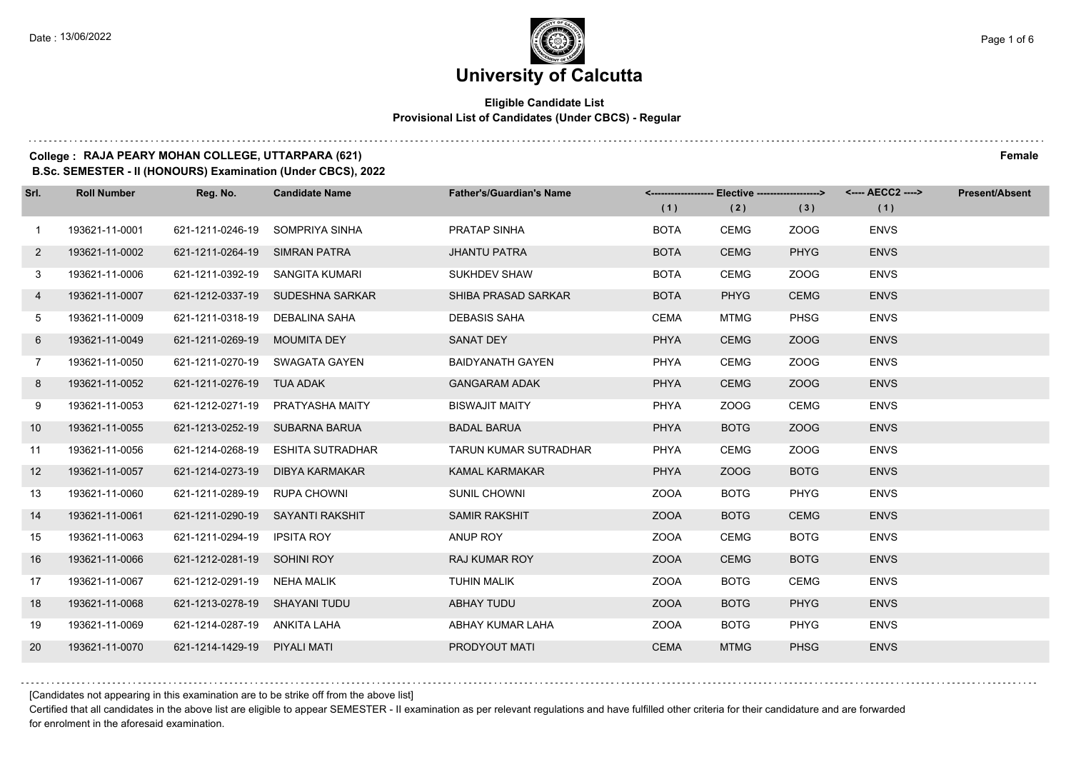# University of Calcutta

**Eligible Candidate List**
**Provisional List of Candidates (Under CBCS) - Regular**

**College : RAJA PEARY MOHAN COLLEGE, UTTARPARA (621)** **Female**
**B.Sc. SEMESTER - II (HONOURS) Examination (Under CBCS), 2022**

| Srl. | Roll Number | Reg. No. | Candidate Name | Father's/Guardian's Name | Elective (1) | Elective (2) | Elective (3) | AECC2 (1) | Present/Absent |
|---|---|---|---|---|---|---|---|---|---|
| 1 | 193621-11-0001 | 621-1211-0246-19 | SOMPRIYA SINHA | PRATAP SINHA | BOTA | CEMG | ZOOG | ENVS | |
| 2 | 193621-11-0002 | 621-1211-0264-19 | SIMRAN PATRA | JHANTU PATRA | BOTA | CEMG | PHYG | ENVS | |
| 3 | 193621-11-0006 | 621-1211-0392-19 | SANGITA KUMARI | SUKHDEV SHAW | BOTA | CEMG | ZOOG | ENVS | |
| 4 | 193621-11-0007 | 621-1212-0337-19 | SUDESHNA SARKAR | SHIBA PRASAD SARKAR | BOTA | PHYG | CEMG | ENVS | |
| 5 | 193621-11-0009 | 621-1211-0318-19 | DEBALINA SAHA | DEBASIS SAHA | CEMA | MTMG | PHSG | ENVS | |
| 6 | 193621-11-0049 | 621-1211-0269-19 | MOUMITA DEY | SANAT DEY | PHYA | CEMG | ZOOG | ENVS | |
| 7 | 193621-11-0050 | 621-1211-0270-19 | SWAGATA GAYEN | BAIDYANATH GAYEN | PHYA | CEMG | ZOOG | ENVS | |
| 8 | 193621-11-0052 | 621-1211-0276-19 | TUA ADAK | GANGARAM ADAK | PHYA | CEMG | ZOOG | ENVS | |
| 9 | 193621-11-0053 | 621-1212-0271-19 | PRATYASHA MAITY | BISWAJIT MAITY | PHYA | ZOOG | CEMG | ENVS | |
| 10 | 193621-11-0055 | 621-1213-0252-19 | SUBARNA BARUA | BADAL BARUA | PHYA | BOTG | ZOOG | ENVS | |
| 11 | 193621-11-0056 | 621-1214-0268-19 | ESHITA SUTRADHAR | TARUN KUMAR SUTRADHAR | PHYA | CEMG | ZOOG | ENVS | |
| 12 | 193621-11-0057 | 621-1214-0273-19 | DIBYA KARMAKAR | KAMAL KARMAKAR | PHYA | ZOOG | BOTG | ENVS | |
| 13 | 193621-11-0060 | 621-1211-0289-19 | RUPA CHOWNI | SUNIL CHOWNI | ZOOA | BOTG | PHYG | ENVS | |
| 14 | 193621-11-0061 | 621-1211-0290-19 | SAYANTI RAKSHIT | SAMIR RAKSHIT | ZOOA | BOTG | CEMG | ENVS | |
| 15 | 193621-11-0063 | 621-1211-0294-19 | IPSITA ROY | ANUP ROY | ZOOA | CEMG | BOTG | ENVS | |
| 16 | 193621-11-0066 | 621-1212-0281-19 | SOHINI ROY | RAJ KUMAR ROY | ZOOA | CEMG | BOTG | ENVS | |
| 17 | 193621-11-0067 | 621-1212-0291-19 | NEHA MALIK | TUHIN MALIK | ZOOA | BOTG | CEMG | ENVS | |
| 18 | 193621-11-0068 | 621-1213-0278-19 | SHAYANI TUDU | ABHAY TUDU | ZOOA | BOTG | PHYG | ENVS | |
| 19 | 193621-11-0069 | 621-1214-0287-19 | ANKITA LAHA | ABHAY KUMAR LAHA | ZOOA | BOTG | PHYG | ENVS | |
| 20 | 193621-11-0070 | 621-1214-1429-19 | PIYALI MATI | PRODYOUT MATI | CEMA | MTMG | PHSG | ENVS | |

[Candidates not appearing in this examination are to be strike off from the above list]

Certified that all candidates in the above list are eligible to appear SEMESTER - II examination as per relevant regulations and have fulfilled other criteria for their candidature and are forwarded for enrolment in the aforesaid examination.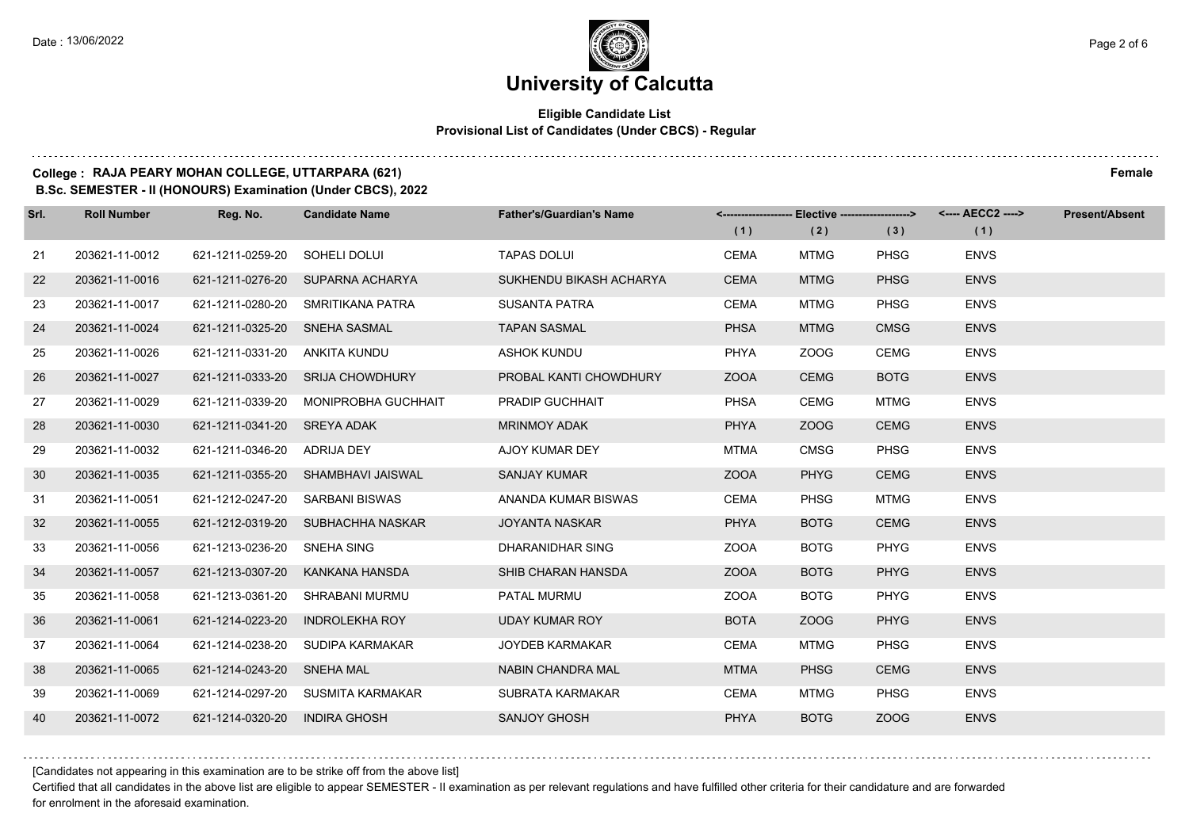# University of Calcutta

**Eligible Candidate List**
**Provisional List of Candidates (Under CBCS) - Regular**

**College : RAJA PEARY MOHAN COLLEGE, UTTARPARA (621)** **Female**
**B.Sc. SEMESTER - II (HONOURS) Examination (Under CBCS), 2022**

| Srl. | Roll Number | Reg. No. | Candidate Name | Father's/Guardian's Name | <------------------ Elective ------------------> | | | <---- AECC2 ----> | Present/Absent |
|---|---|---|---|---|---|---|---|---|---|
| | | | | | (1) | (2) | (3) | (1) | |
| 21 | 203621-11-0012 | 621-1211-0259-20 | SOHELI DOLUI | TAPAS DOLUI | CEMA | MTMG | PHSG | ENVS | |
| 22 | 203621-11-0016 | 621-1211-0276-20 | SUPARNA ACHARYA | SUKHENDU BIKASH ACHARYA | CEMA | MTMG | PHSG | ENVS | |
| 23 | 203621-11-0017 | 621-1211-0280-20 | SMRITIKANA PATRA | SUSANTA PATRA | CEMA | MTMG | PHSG | ENVS | |
| 24 | 203621-11-0024 | 621-1211-0325-20 | SNEHA SASMAL | TAPAN SASMAL | PHSA | MTMG | CMSG | ENVS | |
| 25 | 203621-11-0026 | 621-1211-0331-20 | ANKITA KUNDU | ASHOK KUNDU | PHYA | ZOOG | CEMG | ENVS | |
| 26 | 203621-11-0027 | 621-1211-0333-20 | SRIJA CHOWDHURY | PROBAL KANTI CHOWDHURY | ZOOA | CEMG | BOTG | ENVS | |
| 27 | 203621-11-0029 | 621-1211-0339-20 | MONIPROBHA GUCHHAIT | PRADIP GUCHHAIT | PHSA | CEMG | MTMG | ENVS | |
| 28 | 203621-11-0030 | 621-1211-0341-20 | SREYA ADAK | MRINMOY ADAK | PHYA | ZOOG | CEMG | ENVS | |
| 29 | 203621-11-0032 | 621-1211-0346-20 | ADRIJA DEY | AJOY KUMAR DEY | MTMA | CMSG | PHSG | ENVS | |
| 30 | 203621-11-0035 | 621-1211-0355-20 | SHAMBHAVI JAISWAL | SANJAY KUMAR | ZOOA | PHYG | CEMG | ENVS | |
| 31 | 203621-11-0051 | 621-1212-0247-20 | SARBANI BISWAS | ANANDA KUMAR BISWAS | CEMA | PHSG | MTMG | ENVS | |
| 32 | 203621-11-0055 | 621-1212-0319-20 | SUBHACHHA NASKAR | JOYANTA NASKAR | PHYA | BOTG | CEMG | ENVS | |
| 33 | 203621-11-0056 | 621-1213-0236-20 | SNEHA SING | DHARANIDHAR SING | ZOOA | BOTG | PHYG | ENVS | |
| 34 | 203621-11-0057 | 621-1213-0307-20 | KANKANA HANSDA | SHIB CHARAN HANSDA | ZOOA | BOTG | PHYG | ENVS | |
| 35 | 203621-11-0058 | 621-1213-0361-20 | SHRABANI MURMU | PATAL MURMU | ZOOA | BOTG | PHYG | ENVS | |
| 36 | 203621-11-0061 | 621-1214-0223-20 | INDROLEKHA ROY | UDAY KUMAR ROY | BOTA | ZOOG | PHYG | ENVS | |
| 37 | 203621-11-0064 | 621-1214-0238-20 | SUDIPA KARMAKAR | JOYDEB KARMAKAR | CEMA | MTMG | PHSG | ENVS | |
| 38 | 203621-11-0065 | 621-1214-0243-20 | SNEHA MAL | NABIN CHANDRA MAL | MTMA | PHSG | CEMG | ENVS | |
| 39 | 203621-11-0069 | 621-1214-0297-20 | SUSMITA KARMAKAR | SUBRATA KARMAKAR | CEMA | MTMG | PHSG | ENVS | |
| 40 | 203621-11-0072 | 621-1214-0320-20 | INDIRA GHOSH | SANJOY GHOSH | PHYA | BOTG | ZOOG | ENVS | |

[Candidates not appearing in this examination are to be strike off from the above list]

Certified that all candidates in the above list are eligible to appear SEMESTER - II examination as per relevant regulations and have fulfilled other criteria for their candidature and are forwarded for enrolment in the aforesaid examination.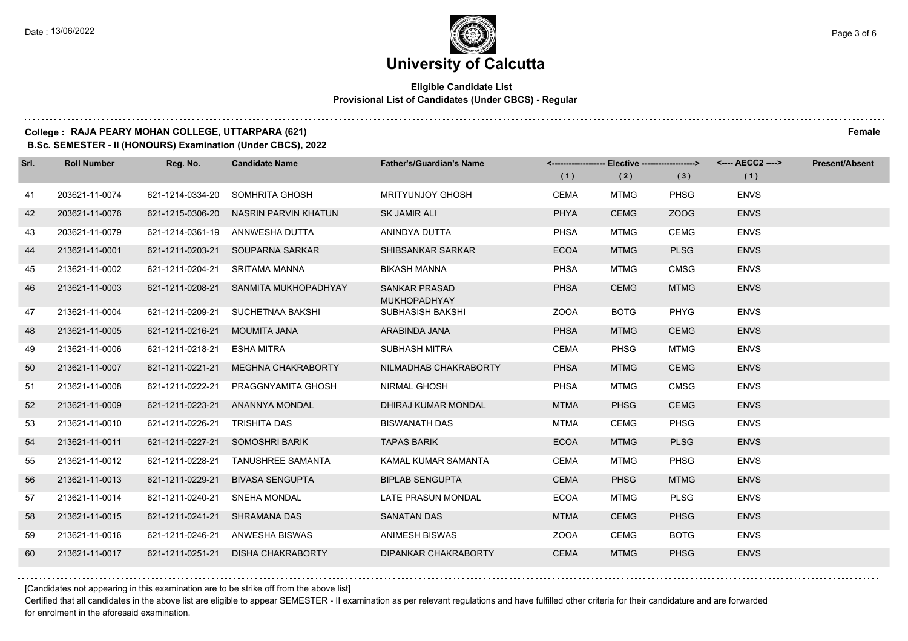# University of Calcutta

**Eligible Candidate List**
**Provisional List of Candidates (Under CBCS) - Regular**

**College : RAJA PEARY MOHAN COLLEGE, UTTARPARA (621)** **Female**
**B.Sc. SEMESTER - II (HONOURS) Examination (Under CBCS), 2022**

| Srl. | Roll Number | Reg. No. | Candidate Name | Father's/Guardian's Name | <------------------- Elective -------------------> | | | <---- AECC2 ----> | Present/Absent |
|---|---|---|---|---|---|---|---|---|---|
| | | | | | (1) | (2) | (3) | (1) | |
| 41 | 203621-11-0074 | 621-1214-0334-20 | SOMHRITA GHOSH | MRITYUNJOY GHOSH | CEMA | MTMG | PHSG | ENVS | |
| 42 | 203621-11-0076 | 621-1215-0306-20 | NASRIN PARVIN KHATUN | SK JAMIR ALI | PHYA | CEMG | ZOOG | ENVS | |
| 43 | 203621-11-0079 | 621-1214-0361-19 | ANNWESHA DUTTA | ANINDYA DUTTA | PHSA | MTMG | CEMG | ENVS | |
| 44 | 213621-11-0001 | 621-1211-0203-21 | SOUPARNA SARKAR | SHIBSANKAR SARKAR | ECOA | MTMG | PLSG | ENVS | |
| 45 | 213621-11-0002 | 621-1211-0204-21 | SRITAMA MANNA | BIKASH MANNA | PHSA | MTMG | CMSG | ENVS | |
| 46 | 213621-11-0003 | 621-1211-0208-21 | SANMITA MUKHOPADHYAY | SANKAR PRASAD MUKHOPADHYAY | PHSA | CEMG | MTMG | ENVS | |
| 47 | 213621-11-0004 | 621-1211-0209-21 | SUCHETNAA BAKSHI | SUBHASISH BAKSHI | ZOOA | BOTG | PHYG | ENVS | |
| 48 | 213621-11-0005 | 621-1211-0216-21 | MOUMITA JANA | ARABINDA JANA | PHSA | MTMG | CEMG | ENVS | |
| 49 | 213621-11-0006 | 621-1211-0218-21 | ESHA MITRA | SUBHASH MITRA | CEMA | PHSG | MTMG | ENVS | |
| 50 | 213621-11-0007 | 621-1211-0221-21 | MEGHNA CHAKRABORTY | NILMADHAB CHAKRABORTY | PHSA | MTMG | CEMG | ENVS | |
| 51 | 213621-11-0008 | 621-1211-0222-21 | PRAGGNYAMITA GHOSH | NIRMAL GHOSH | PHSA | MTMG | CMSG | ENVS | |
| 52 | 213621-11-0009 | 621-1211-0223-21 | ANANNYA MONDAL | DHIRAJ KUMAR MONDAL | MTMA | PHSG | CEMG | ENVS | |
| 53 | 213621-11-0010 | 621-1211-0226-21 | TRISHITA DAS | BISWANATH DAS | MTMA | CEMG | PHSG | ENVS | |
| 54 | 213621-11-0011 | 621-1211-0227-21 | SOMOSHRI BARIK | TAPAS BARIK | ECOA | MTMG | PLSG | ENVS | |
| 55 | 213621-11-0012 | 621-1211-0228-21 | TANUSHREE SAMANTA | KAMAL KUMAR SAMANTA | CEMA | MTMG | PHSG | ENVS | |
| 56 | 213621-11-0013 | 621-1211-0229-21 | BIVASA SENGUPTA | BIPLAB SENGUPTA | CEMA | PHSG | MTMG | ENVS | |
| 57 | 213621-11-0014 | 621-1211-0240-21 | SNEHA MONDAL | LATE PRASUN MONDAL | ECOA | MTMG | PLSG | ENVS | |
| 58 | 213621-11-0015 | 621-1211-0241-21 | SHRAMANA DAS | SANATAN DAS | MTMA | CEMG | PHSG | ENVS | |
| 59 | 213621-11-0016 | 621-1211-0246-21 | ANWESHA BISWAS | ANIMESH BISWAS | ZOOA | CEMG | BOTG | ENVS | |
| 60 | 213621-11-0017 | 621-1211-0251-21 | DISHA CHAKRABORTY | DIPANKAR CHAKRABORTY | CEMA | MTMG | PHSG | ENVS | |

[Candidates not appearing in this examination are to be strike off from the above list]

Certified that all candidates in the above list are eligible to appear SEMESTER - II examination as per relevant regulations and have fulfilled other criteria for their candidature and are forwarded for enrolment in the aforesaid examination.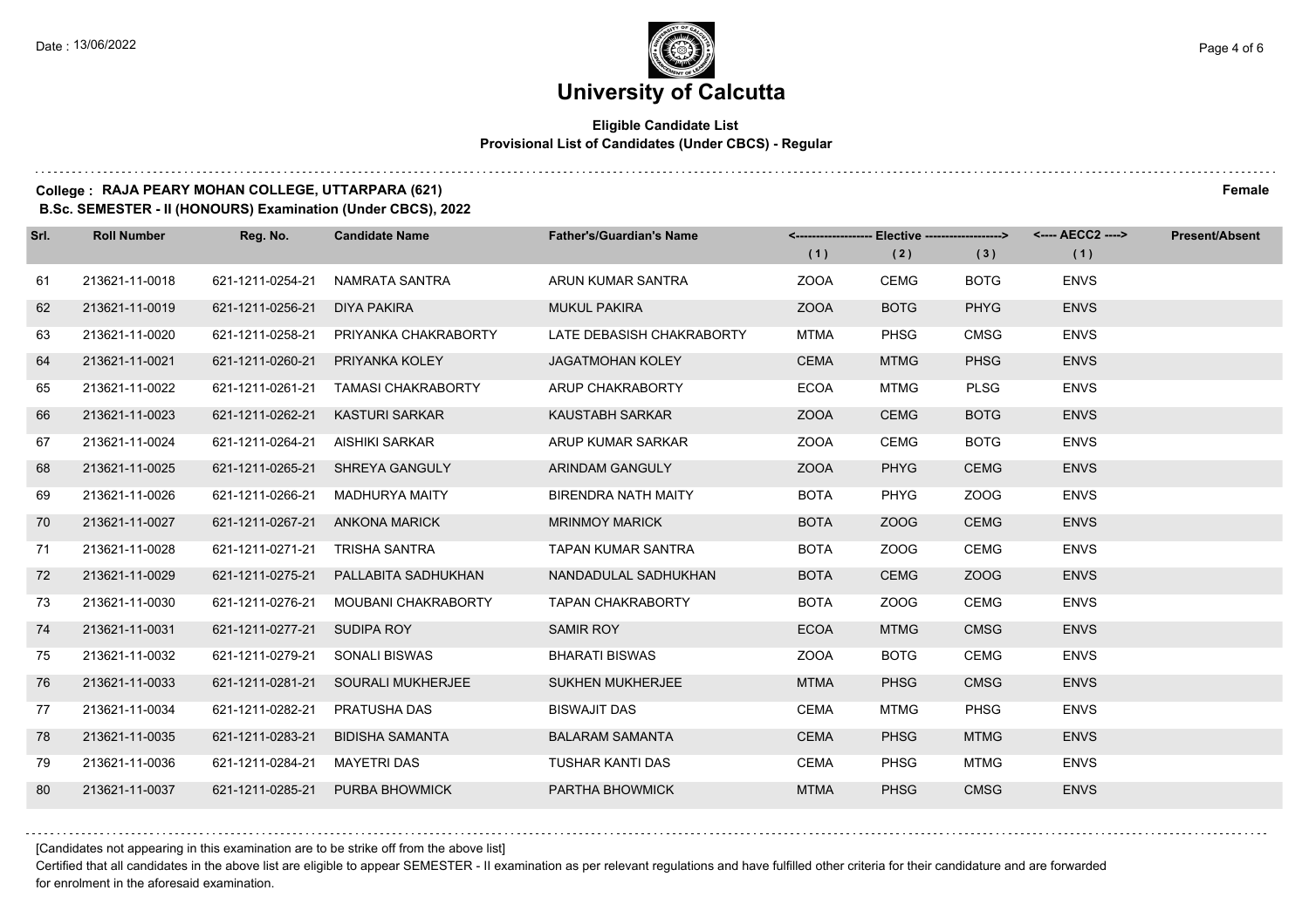# University of Calcutta

**Eligible Candidate List**
**Provisional List of Candidates (Under CBCS) - Regular**

**College : RAJA PEARY MOHAN COLLEGE, UTTARPARA (621)** **Female**
**B.Sc. SEMESTER - II (HONOURS) Examination (Under CBCS), 2022**

| Srl. | Roll Number | Reg. No. | Candidate Name | Father's/Guardian's Name | Elective (1) | Elective (2) | Elective (3) | AECC2 (1) | Present/Absent |
|---|---|---|---|---|---|---|---|---|---|
| 61 | 213621-11-0018 | 621-1211-0254-21 | NAMRATA SANTRA | ARUN KUMAR SANTRA | ZOOA | CEMG | BOTG | ENVS | |
| 62 | 213621-11-0019 | 621-1211-0256-21 | DIYA PAKIRA | MUKUL PAKIRA | ZOOA | BOTG | PHYG | ENVS | |
| 63 | 213621-11-0020 | 621-1211-0258-21 | PRIYANKA CHAKRABORTY | LATE DEBASISH CHAKRABORTY | MTMA | PHSG | CMSG | ENVS | |
| 64 | 213621-11-0021 | 621-1211-0260-21 | PRIYANKA KOLEY | JAGATMOHAN KOLEY | CEMA | MTMG | PHSG | ENVS | |
| 65 | 213621-11-0022 | 621-1211-0261-21 | TAMASI CHAKRABORTY | ARUP CHAKRABORTY | ECOA | MTMG | PLSG | ENVS | |
| 66 | 213621-11-0023 | 621-1211-0262-21 | KASTURI SARKAR | KAUSTABH SARKAR | ZOOA | CEMG | BOTG | ENVS | |
| 67 | 213621-11-0024 | 621-1211-0264-21 | AISHIKI SARKAR | ARUP KUMAR SARKAR | ZOOA | CEMG | BOTG | ENVS | |
| 68 | 213621-11-0025 | 621-1211-0265-21 | SHREYA GANGULY | ARINDAM GANGULY | ZOOA | PHYG | CEMG | ENVS | |
| 69 | 213621-11-0026 | 621-1211-0266-21 | MADHURYA MAITY | BIRENDRA NATH MAITY | BOTA | PHYG | ZOOG | ENVS | |
| 70 | 213621-11-0027 | 621-1211-0267-21 | ANKONA MARICK | MRINMOY MARICK | BOTA | ZOOG | CEMG | ENVS | |
| 71 | 213621-11-0028 | 621-1211-0271-21 | TRISHA SANTRA | TAPAN KUMAR SANTRA | BOTA | ZOOG | CEMG | ENVS | |
| 72 | 213621-11-0029 | 621-1211-0275-21 | PALLABITA SADHUKHAN | NANDADULAL SADHUKHAN | BOTA | CEMG | ZOOG | ENVS | |
| 73 | 213621-11-0030 | 621-1211-0276-21 | MOUBANI CHAKRABORTY | TAPAN CHAKRABORTY | BOTA | ZOOG | CEMG | ENVS | |
| 74 | 213621-11-0031 | 621-1211-0277-21 | SUDIPA ROY | SAMIR ROY | ECOA | MTMG | CMSG | ENVS | |
| 75 | 213621-11-0032 | 621-1211-0279-21 | SONALI BISWAS | BHARATI BISWAS | ZOOA | BOTG | CEMG | ENVS | |
| 76 | 213621-11-0033 | 621-1211-0281-21 | SOURALI MUKHERJEE | SUKHEN MUKHERJEE | MTMA | PHSG | CMSG | ENVS | |
| 77 | 213621-11-0034 | 621-1211-0282-21 | PRATUSHA DAS | BISWAJIT DAS | CEMA | MTMG | PHSG | ENVS | |
| 78 | 213621-11-0035 | 621-1211-0283-21 | BIDISHA SAMANTA | BALARAM SAMANTA | CEMA | PHSG | MTMG | ENVS | |
| 79 | 213621-11-0036 | 621-1211-0284-21 | MAYETRI DAS | TUSHAR KANTI DAS | CEMA | PHSG | MTMG | ENVS | |
| 80 | 213621-11-0037 | 621-1211-0285-21 | PURBA BHOWMICK | PARTHA BHOWMICK | MTMA | PHSG | CMSG | ENVS | |

[Candidates not appearing in this examination are to be strike off from the above list]

Certified that all candidates in the above list are eligible to appear SEMESTER - II examination as per relevant regulations and have fulfilled other criteria for their candidature and are forwarded for enrolment in the aforesaid examination.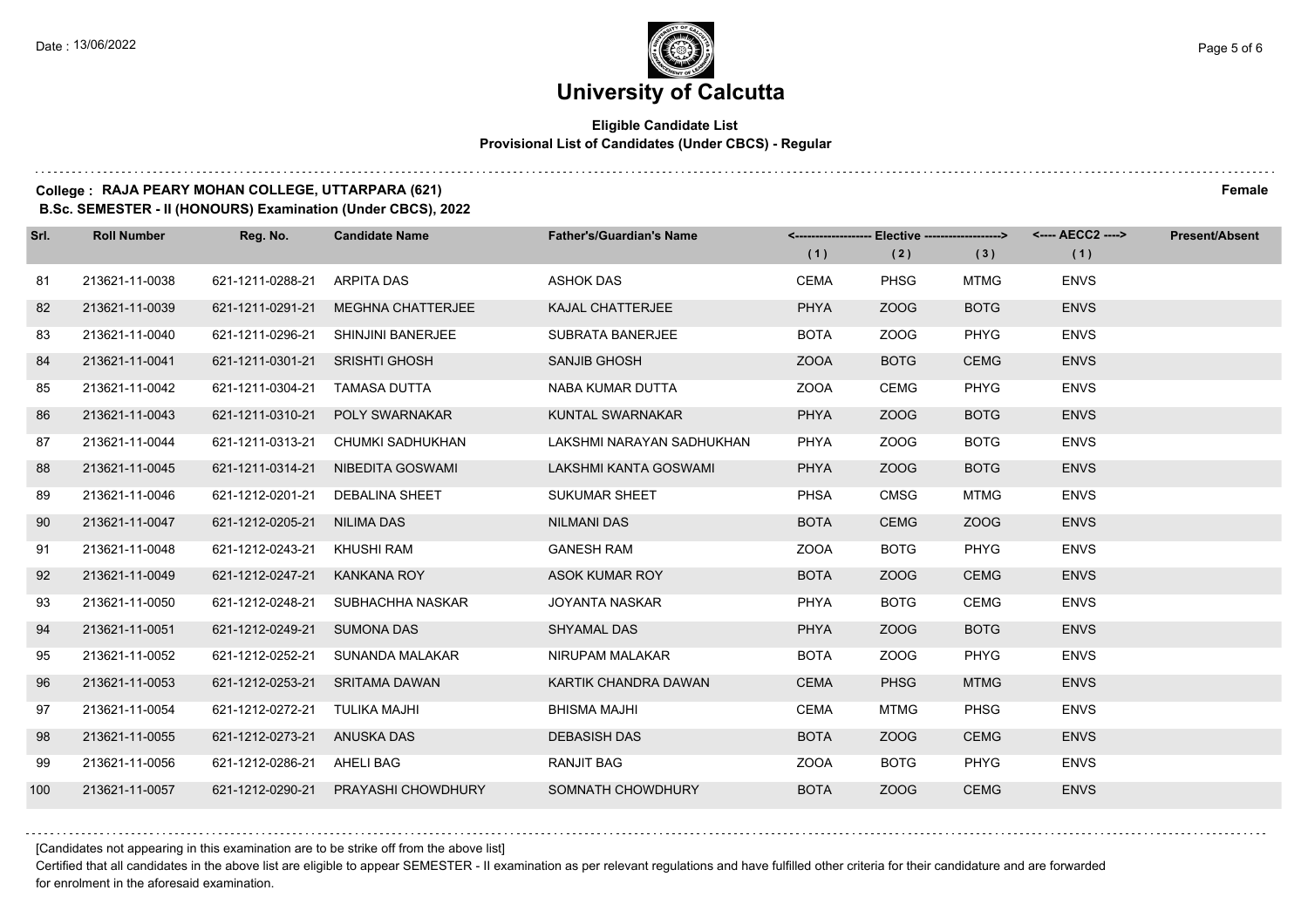# University of Calcutta

**Eligible Candidate List**
**Provisional List of Candidates (Under CBCS) - Regular**

**College : RAJA PEARY MOHAN COLLEGE, UTTARPARA (621)** **Female**
**B.Sc. SEMESTER - II (HONOURS) Examination (Under CBCS), 2022**

| Srl. | Roll Number | Reg. No. | Candidate Name | Father's/Guardian's Name | Elective (1) | Elective (2) | Elective (3) | AECC2 (1) | Present/Absent |
|---|---|---|---|---|---|---|---|---|---|
| 81 | 213621-11-0038 | 621-1211-0288-21 | ARPITA DAS | ASHOK DAS | CEMA | PHSG | MTMG | ENVS | |
| 82 | 213621-11-0039 | 621-1211-0291-21 | MEGHNA CHATTERJEE | KAJAL CHATTERJEE | PHYA | ZOOG | BOTG | ENVS | |
| 83 | 213621-11-0040 | 621-1211-0296-21 | SHINJINI BANERJEE | SUBRATA BANERJEE | BOTA | ZOOG | PHYG | ENVS | |
| 84 | 213621-11-0041 | 621-1211-0301-21 | SRISHTI GHOSH | SANJIB GHOSH | ZOOA | BOTG | CEMG | ENVS | |
| 85 | 213621-11-0042 | 621-1211-0304-21 | TAMASA DUTTA | NABA KUMAR DUTTA | ZOOA | CEMG | PHYG | ENVS | |
| 86 | 213621-11-0043 | 621-1211-0310-21 | POLY SWARNAKAR | KUNTAL SWARNAKAR | PHYA | ZOOG | BOTG | ENVS | |
| 87 | 213621-11-0044 | 621-1211-0313-21 | CHUMKI SADHUKHAN | LAKSHMI NARAYAN SADHUKHAN | PHYA | ZOOG | BOTG | ENVS | |
| 88 | 213621-11-0045 | 621-1211-0314-21 | NIBEDITA GOSWAMI | LAKSHMI KANTA GOSWAMI | PHYA | ZOOG | BOTG | ENVS | |
| 89 | 213621-11-0046 | 621-1212-0201-21 | DEBALINA SHEET | SUKUMAR SHEET | PHSA | CMSG | MTMG | ENVS | |
| 90 | 213621-11-0047 | 621-1212-0205-21 | NILIMA DAS | NILMANI DAS | BOTA | CEMG | ZOOG | ENVS | |
| 91 | 213621-11-0048 | 621-1212-0243-21 | KHUSHI RAM | GANESH RAM | ZOOA | BOTG | PHYG | ENVS | |
| 92 | 213621-11-0049 | 621-1212-0247-21 | KANKANA ROY | ASOK KUMAR ROY | BOTA | ZOOG | CEMG | ENVS | |
| 93 | 213621-11-0050 | 621-1212-0248-21 | SUBHACHHA NASKAR | JOYANTA NASKAR | PHYA | BOTG | CEMG | ENVS | |
| 94 | 213621-11-0051 | 621-1212-0249-21 | SUMONA DAS | SHYAMAL DAS | PHYA | ZOOG | BOTG | ENVS | |
| 95 | 213621-11-0052 | 621-1212-0252-21 | SUNANDA MALAKAR | NIRUPAM MALAKAR | BOTA | ZOOG | PHYG | ENVS | |
| 96 | 213621-11-0053 | 621-1212-0253-21 | SRITAMA DAWAN | KARTIK CHANDRA DAWAN | CEMA | PHSG | MTMG | ENVS | |
| 97 | 213621-11-0054 | 621-1212-0272-21 | TULIKA MAJHI | BHISMA MAJHI | CEMA | MTMG | PHSG | ENVS | |
| 98 | 213621-11-0055 | 621-1212-0273-21 | ANUSKA DAS | DEBASISH DAS | BOTA | ZOOG | CEMG | ENVS | |
| 99 | 213621-11-0056 | 621-1212-0286-21 | AHELI BAG | RANJIT BAG | ZOOA | BOTG | PHYG | ENVS | |
| 100 | 213621-11-0057 | 621-1212-0290-21 | PRAYASHI CHOWDHURY | SOMNATH CHOWDHURY | BOTA | ZOOG | CEMG | ENVS | |

[Candidates not appearing in this examination are to be strike off from the above list]

Certified that all candidates in the above list are eligible to appear SEMESTER - II examination as per relevant regulations and have fulfilled other criteria for their candidature and are forwarded for enrolment in the aforesaid examination.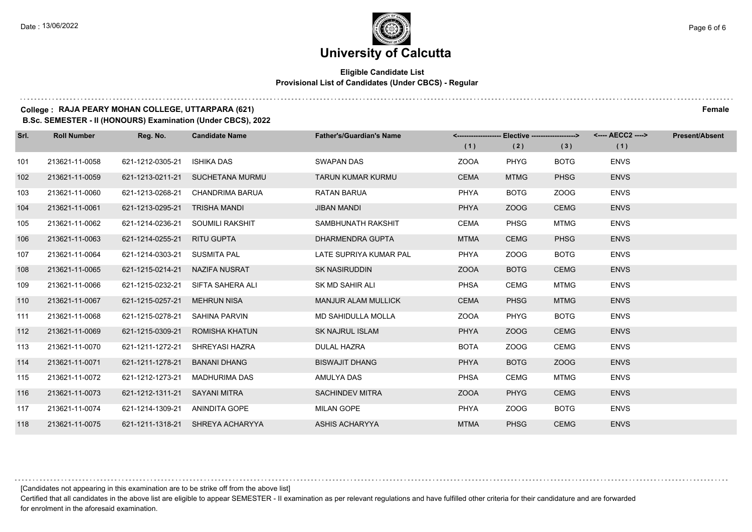# University of Calcutta

**Eligible Candidate List**
**Provisional List of Candidates (Under CBCS) - Regular**

**College : RAJA PEARY MOHAN COLLEGE, UTTARPARA (621)** **Female**
**B.Sc. SEMESTER - II (HONOURS) Examination (Under CBCS), 2022**

| Srl. | Roll Number | Reg. No. | Candidate Name | Father's/Guardian's Name | Elective (1) | Elective (2) | Elective (3) | AECC2 (1) | Present/Absent |
|---|---|---|---|---|---|---|---|---|---|
| 101 | 213621-11-0058 | 621-1212-0305-21 | ISHIKA DAS | SWAPAN DAS | ZOOA | PHYG | BOTG | ENVS | |
| 102 | 213621-11-0059 | 621-1213-0211-21 | SUCHETANA MURMU | TARUN KUMAR KURMU | CEMA | MTMG | PHSG | ENVS | |
| 103 | 213621-11-0060 | 621-1213-0268-21 | CHANDRIMA BARUA | RATAN BARUA | PHYA | BOTG | ZOOG | ENVS | |
| 104 | 213621-11-0061 | 621-1213-0295-21 | TRISHA MANDI | JIBAN MANDI | PHYA | ZOOG | CEMG | ENVS | |
| 105 | 213621-11-0062 | 621-1214-0236-21 | SOUMILI RAKSHIT | SAMBHUNATH RAKSHIT | CEMA | PHSG | MTMG | ENVS | |
| 106 | 213621-11-0063 | 621-1214-0255-21 | RITU GUPTA | DHARMENDRA GUPTA | MTMA | CEMG | PHSG | ENVS | |
| 107 | 213621-11-0064 | 621-1214-0303-21 | SUSMITA PAL | LATE SUPRIYA KUMAR PAL | PHYA | ZOOG | BOTG | ENVS | |
| 108 | 213621-11-0065 | 621-1215-0214-21 | NAZIFA NUSRAT | SK NASIRUDDIN | ZOOA | BOTG | CEMG | ENVS | |
| 109 | 213621-11-0066 | 621-1215-0232-21 | SIFTA SAHERA ALI | SK MD SAHIR ALI | PHSA | CEMG | MTMG | ENVS | |
| 110 | 213621-11-0067 | 621-1215-0257-21 | MEHRUN NISA | MANJUR ALAM MULLICK | CEMA | PHSG | MTMG | ENVS | |
| 111 | 213621-11-0068 | 621-1215-0278-21 | SAHINA PARVIN | MD SAHIDULLA MOLLA | ZOOA | PHYG | BOTG | ENVS | |
| 112 | 213621-11-0069 | 621-1215-0309-21 | ROMISHA KHATUN | SK NAJRUL ISLAM | PHYA | ZOOG | CEMG | ENVS | |
| 113 | 213621-11-0070 | 621-1211-1272-21 | SHREYASI HAZRA | DULAL HAZRA | BOTA | ZOOG | CEMG | ENVS | |
| 114 | 213621-11-0071 | 621-1211-1278-21 | BANANI DHANG | BISWAJIT DHANG | PHYA | BOTG | ZOOG | ENVS | |
| 115 | 213621-11-0072 | 621-1212-1273-21 | MADHURIMA DAS | AMULYA DAS | PHSA | CEMG | MTMG | ENVS | |
| 116 | 213621-11-0073 | 621-1212-1311-21 | SAYANI MITRA | SACHINDEV MITRA | ZOOA | PHYG | CEMG | ENVS | |
| 117 | 213621-11-0074 | 621-1214-1309-21 | ANINDITA GOPE | MILAN GOPE | PHYA | ZOOG | BOTG | ENVS | |
| 118 | 213621-11-0075 | 621-1211-1318-21 | SHREYA ACHARYYA | ASHIS ACHARYYA | MTMA | PHSG | CEMG | ENVS | |

[Candidates not appearing in this examination are to be strike off from the above list]

Certified that all candidates in the above list are eligible to appear SEMESTER - II examination as per relevant regulations and have fulfilled other criteria for their candidature and are forwarded for enrolment in the aforesaid examination.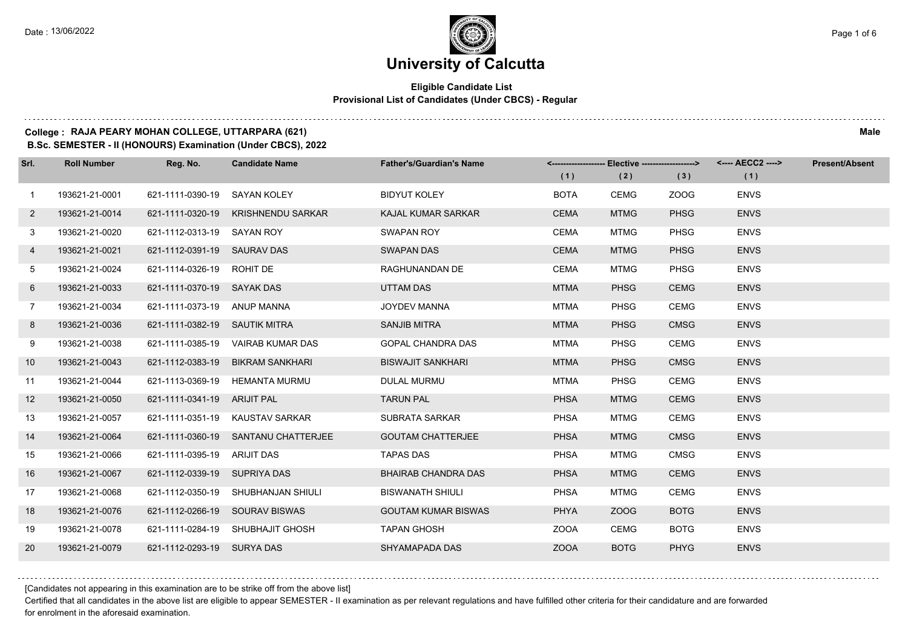# University of Calcutta

**Eligible Candidate List**
**Provisional List of Candidates (Under CBCS) - Regular**

**College : RAJA PEARY MOHAN COLLEGE, UTTARPARA (621)** **Male**
**B.Sc. SEMESTER - II (HONOURS) Examination (Under CBCS), 2022**

| Srl. | Roll Number | Reg. No. | Candidate Name | Father's/Guardian's Name | Elective (1) | Elective (2) | Elective (3) | AECC2 (1) | Present/Absent |
|---|---|---|---|---|---|---|---|---|---|
| 1 | 193621-21-0001 | 621-1111-0390-19 | SAYAN KOLEY | BIDYUT KOLEY | BOTA | CEMG | ZOOG | ENVS | |
| 2 | 193621-21-0014 | 621-1111-0320-19 | KRISHNENDU SARKAR | KAJAL KUMAR SARKAR | CEMA | MTMG | PHSG | ENVS | |
| 3 | 193621-21-0020 | 621-1112-0313-19 | SAYAN ROY | SWAPAN ROY | CEMA | MTMG | PHSG | ENVS | |
| 4 | 193621-21-0021 | 621-1112-0391-19 | SAURAV DAS | SWAPAN DAS | CEMA | MTMG | PHSG | ENVS | |
| 5 | 193621-21-0024 | 621-1114-0326-19 | ROHIT DE | RAGHUNANDAN DE | CEMA | MTMG | PHSG | ENVS | |
| 6 | 193621-21-0033 | 621-1111-0370-19 | SAYAK DAS | UTTAM DAS | MTMA | PHSG | CEMG | ENVS | |
| 7 | 193621-21-0034 | 621-1111-0373-19 | ANUP MANNA | JOYDEV MANNA | MTMA | PHSG | CEMG | ENVS | |
| 8 | 193621-21-0036 | 621-1111-0382-19 | SAUTIK MITRA | SANJIB MITRA | MTMA | PHSG | CMSG | ENVS | |
| 9 | 193621-21-0038 | 621-1111-0385-19 | VAIRAB KUMAR DAS | GOPAL CHANDRA DAS | MTMA | PHSG | CEMG | ENVS | |
| 10 | 193621-21-0043 | 621-1112-0383-19 | BIKRAM SANKHARI | BISWAJIT SANKHARI | MTMA | PHSG | CMSG | ENVS | |
| 11 | 193621-21-0044 | 621-1113-0369-19 | HEMANTA MURMU | DULAL MURMU | MTMA | PHSG | CEMG | ENVS | |
| 12 | 193621-21-0050 | 621-1111-0341-19 | ARIJIT PAL | TARUN PAL | PHSA | MTMG | CEMG | ENVS | |
| 13 | 193621-21-0057 | 621-1111-0351-19 | KAUSTAV SARKAR | SUBRATA SARKAR | PHSA | MTMG | CEMG | ENVS | |
| 14 | 193621-21-0064 | 621-1111-0360-19 | SANTANU CHATTERJEE | GOUTAM CHATTERJEE | PHSA | MTMG | CMSG | ENVS | |
| 15 | 193621-21-0066 | 621-1111-0395-19 | ARIJIT DAS | TAPAS DAS | PHSA | MTMG | CMSG | ENVS | |
| 16 | 193621-21-0067 | 621-1112-0339-19 | SUPRIYA DAS | BHAIRAB CHANDRA DAS | PHSA | MTMG | CEMG | ENVS | |
| 17 | 193621-21-0068 | 621-1112-0350-19 | SHUBHANJAN SHIULI | BISWANATH SHIULI | PHSA | MTMG | CEMG | ENVS | |
| 18 | 193621-21-0076 | 621-1112-0266-19 | SOURAV BISWAS | GOUTAM KUMAR BISWAS | PHYA | ZOOG | BOTG | ENVS | |
| 19 | 193621-21-0078 | 621-1111-0284-19 | SHUBHAJIT GHOSH | TAPAN GHOSH | ZOOA | CEMG | BOTG | ENVS | |
| 20 | 193621-21-0079 | 621-1112-0293-19 | SURYA DAS | SHYAMAPADA DAS | ZOOA | BOTG | PHYG | ENVS | |

[Candidates not appearing in this examination are to be strike off from the above list]

Certified that all candidates in the above list are eligible to appear SEMESTER - II examination as per relevant regulations and have fulfilled other criteria for their candidature and are forwarded for enrolment in the aforesaid examination.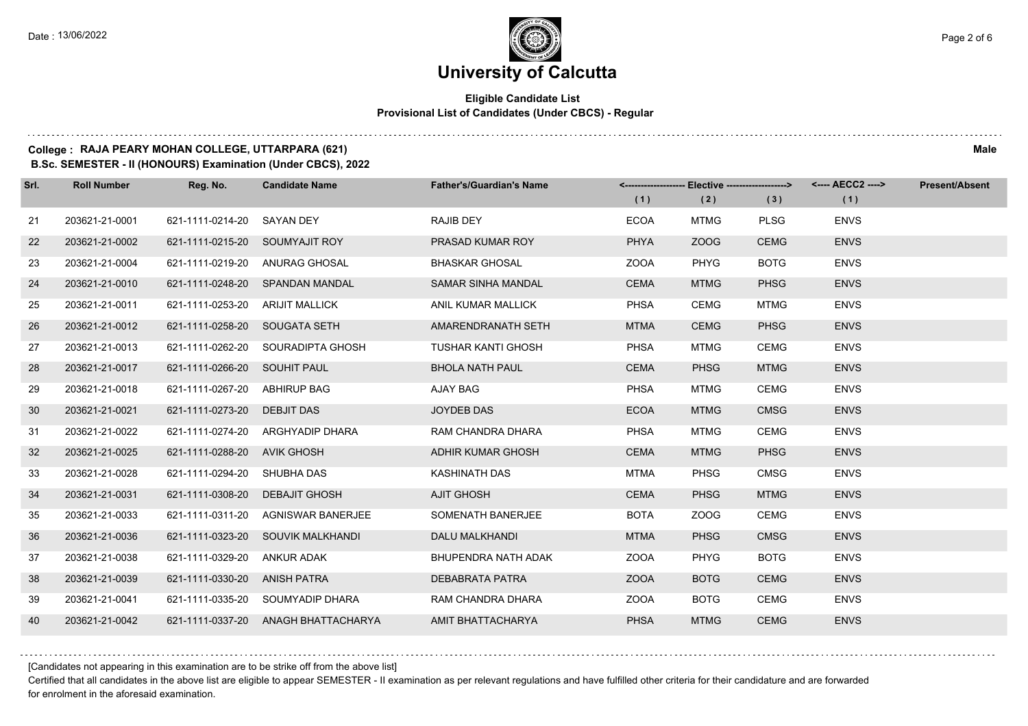# University of Calcutta

**Eligible Candidate List**
**Provisional List of Candidates (Under CBCS) - Regular**

**College : RAJA PEARY MOHAN COLLEGE, UTTARPARA (621)** **Male**
**B.Sc. SEMESTER - II (HONOURS) Examination (Under CBCS), 2022**

| Srl. | Roll Number | Reg. No. | Candidate Name | Father's/Guardian's Name | <------------------- Elective -------------------> | | | <---- AECC2 ----> | Present/Absent |
|---|---|---|---|---|---|---|---|---|---|
| | | | | | (1) | (2) | (3) | (1) | |
| 21 | 203621-21-0001 | 621-1111-0214-20 | SAYAN DEY | RAJIB DEY | ECOA | MTMG | PLSG | ENVS | |
| 22 | 203621-21-0002 | 621-1111-0215-20 | SOUMYAJIT ROY | PRASAD KUMAR ROY | PHYA | ZOOG | CEMG | ENVS | |
| 23 | 203621-21-0004 | 621-1111-0219-20 | ANURAG GHOSAL | BHASKAR GHOSAL | ZOOA | PHYG | BOTG | ENVS | |
| 24 | 203621-21-0010 | 621-1111-0248-20 | SPANDAN MANDAL | SAMAR SINHA MANDAL | CEMA | MTMG | PHSG | ENVS | |
| 25 | 203621-21-0011 | 621-1111-0253-20 | ARIJIT MALLICK | ANIL KUMAR MALLICK | PHSA | CEMG | MTMG | ENVS | |
| 26 | 203621-21-0012 | 621-1111-0258-20 | SOUGATA SETH | AMARENDRANATH SETH | MTMA | CEMG | PHSG | ENVS | |
| 27 | 203621-21-0013 | 621-1111-0262-20 | SOURADIPTA GHOSH | TUSHAR KANTI GHOSH | PHSA | MTMG | CEMG | ENVS | |
| 28 | 203621-21-0017 | 621-1111-0266-20 | SOUHIT PAUL | BHOLA NATH PAUL | CEMA | PHSG | MTMG | ENVS | |
| 29 | 203621-21-0018 | 621-1111-0267-20 | ABHIRUP BAG | AJAY BAG | PHSA | MTMG | CEMG | ENVS | |
| 30 | 203621-21-0021 | 621-1111-0273-20 | DEBJIT DAS | JOYDEB DAS | ECOA | MTMG | CMSG | ENVS | |
| 31 | 203621-21-0022 | 621-1111-0274-20 | ARGHYADIP DHARA | RAM CHANDRA DHARA | PHSA | MTMG | CEMG | ENVS | |
| 32 | 203621-21-0025 | 621-1111-0288-20 | AVIK GHOSH | ADHIR KUMAR GHOSH | CEMA | MTMG | PHSG | ENVS | |
| 33 | 203621-21-0028 | 621-1111-0294-20 | SHUBHA DAS | KASHINATH DAS | MTMA | PHSG | CMSG | ENVS | |
| 34 | 203621-21-0031 | 621-1111-0308-20 | DEBAJIT GHOSH | AJIT GHOSH | CEMA | PHSG | MTMG | ENVS | |
| 35 | 203621-21-0033 | 621-1111-0311-20 | AGNISWAR BANERJEE | SOMENATH BANERJEE | BOTA | ZOOG | CEMG | ENVS | |
| 36 | 203621-21-0036 | 621-1111-0323-20 | SOUVIK MALKHANDI | DALU MALKHANDI | MTMA | PHSG | CMSG | ENVS | |
| 37 | 203621-21-0038 | 621-1111-0329-20 | ANKUR ADAK | BHUPENDRA NATH ADAK | ZOOA | PHYG | BOTG | ENVS | |
| 38 | 203621-21-0039 | 621-1111-0330-20 | ANISH PATRA | DEBABRATA PATRA | ZOOA | BOTG | CEMG | ENVS | |
| 39 | 203621-21-0041 | 621-1111-0335-20 | SOUMYADIP DHARA | RAM CHANDRA DHARA | ZOOA | BOTG | CEMG | ENVS | |
| 40 | 203621-21-0042 | 621-1111-0337-20 | ANAGH BHATTACHARYA | AMIT BHATTACHARYA | PHSA | MTMG | CEMG | ENVS | |

[Candidates not appearing in this examination are to be strike off from the above list]

Certified that all candidates in the above list are eligible to appear SEMESTER - II examination as per relevant regulations and have fulfilled other criteria for their candidature and are forwarded for enrolment in the aforesaid examination.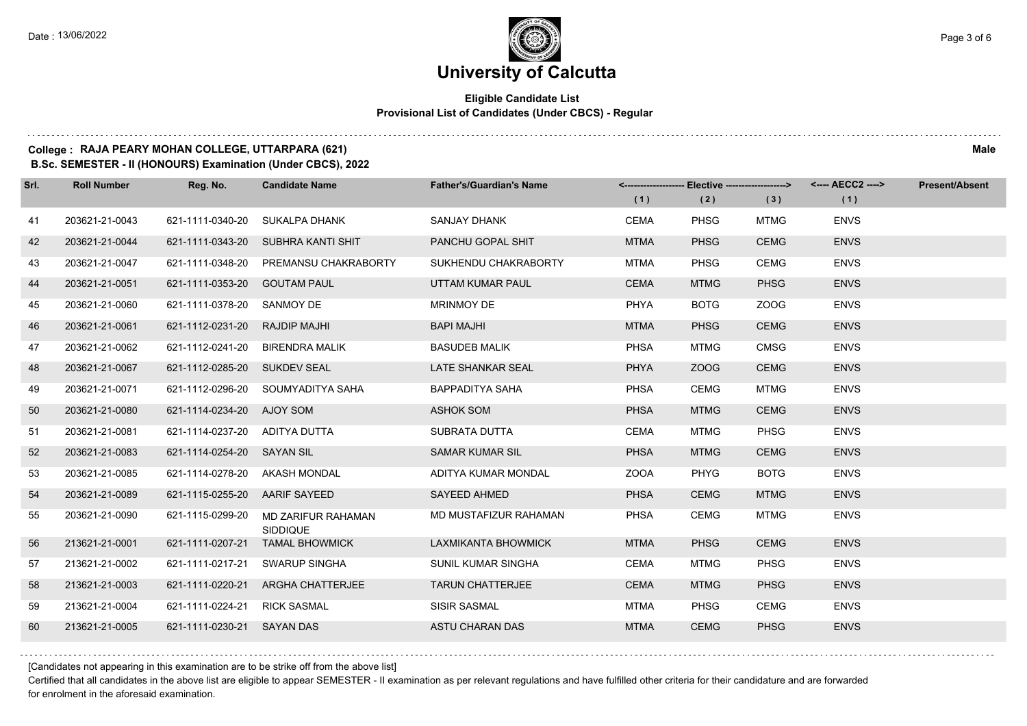# University of Calcutta

**Eligible Candidate List**
**Provisional List of Candidates (Under CBCS) - Regular**

**College : RAJA PEARY MOHAN COLLEGE, UTTARPARA (621)** **Male**
**B.Sc. SEMESTER - II (HONOURS) Examination (Under CBCS), 2022**

| Srl. | Roll Number | Reg. No. | Candidate Name | Father's/Guardian's Name | Elective (1) | Elective (2) | Elective (3) | AECC2 (1) | Present/Absent |
|---|---|---|---|---|---|---|---|---|---|
| 41 | 203621-21-0043 | 621-1111-0340-20 | SUKALPA DHANK | SANJAY DHANK | CEMA | PHSG | MTMG | ENVS | |
| 42 | 203621-21-0044 | 621-1111-0343-20 | SUBHRA KANTI SHIT | PANCHU GOPAL SHIT | MTMA | PHSG | CEMG | ENVS | |
| 43 | 203621-21-0047 | 621-1111-0348-20 | PREMANSU CHAKRABORTY | SUKHENDU CHAKRABORTY | MTMA | PHSG | CEMG | ENVS | |
| 44 | 203621-21-0051 | 621-1111-0353-20 | GOUTAM PAUL | UTTAM KUMAR PAUL | CEMA | MTMG | PHSG | ENVS | |
| 45 | 203621-21-0060 | 621-1111-0378-20 | SANMOY DE | MRINMOY DE | PHYA | BOTG | ZOOG | ENVS | |
| 46 | 203621-21-0061 | 621-1112-0231-20 | RAJDIP MAJHI | BAPI MAJHI | MTMA | PHSG | CEMG | ENVS | |
| 47 | 203621-21-0062 | 621-1112-0241-20 | BIRENDRA MALIK | BASUDEB MALIK | PHSA | MTMG | CMSG | ENVS | |
| 48 | 203621-21-0067 | 621-1112-0285-20 | SUKDEV SEAL | LATE SHANKAR SEAL | PHYA | ZOOG | CEMG | ENVS | |
| 49 | 203621-21-0071 | 621-1112-0296-20 | SOUMYADITYA SAHA | BAPPADITYA SAHA | PHSA | CEMG | MTMG | ENVS | |
| 50 | 203621-21-0080 | 621-1114-0234-20 | AJOY SOM | ASHOK SOM | PHSA | MTMG | CEMG | ENVS | |
| 51 | 203621-21-0081 | 621-1114-0237-20 | ADITYA DUTTA | SUBRATA DUTTA | CEMA | MTMG | PHSG | ENVS | |
| 52 | 203621-21-0083 | 621-1114-0254-20 | SAYAN SIL | SAMAR KUMAR SIL | PHSA | MTMG | CEMG | ENVS | |
| 53 | 203621-21-0085 | 621-1114-0278-20 | AKASH MONDAL | ADITYA KUMAR MONDAL | ZOOA | PHYG | BOTG | ENVS | |
| 54 | 203621-21-0089 | 621-1115-0255-20 | AARIF SAYEED | SAYEED AHMED | PHSA | CEMG | MTMG | ENVS | |
| 55 | 203621-21-0090 | 621-1115-0299-20 | MD ZARIFUR RAHAMAN SIDDIQUE | MD MUSTAFIZUR RAHAMAN | PHSA | CEMG | MTMG | ENVS | |
| 56 | 213621-21-0001 | 621-1111-0207-21 | TAMAL BHOWMICK | LAXMIKANTA BHOWMICK | MTMA | PHSG | CEMG | ENVS | |
| 57 | 213621-21-0002 | 621-1111-0217-21 | SWARUP SINGHA | SUNIL KUMAR SINGHA | CEMA | MTMG | PHSG | ENVS | |
| 58 | 213621-21-0003 | 621-1111-0220-21 | ARGHA CHATTERJEE | TARUN CHATTERJEE | CEMA | MTMG | PHSG | ENVS | |
| 59 | 213621-21-0004 | 621-1111-0224-21 | RICK SASMAL | SISIR SASMAL | MTMA | PHSG | CEMG | ENVS | |
| 60 | 213621-21-0005 | 621-1111-0230-21 | SAYAN DAS | ASTU CHARAN DAS | MTMA | CEMG | PHSG | ENVS | |

[Candidates not appearing in this examination are to be strike off from the above list]

Certified that all candidates in the above list are eligible to appear SEMESTER - II examination as per relevant regulations and have fulfilled other criteria for their candidature and are forwarded for enrolment in the aforesaid examination.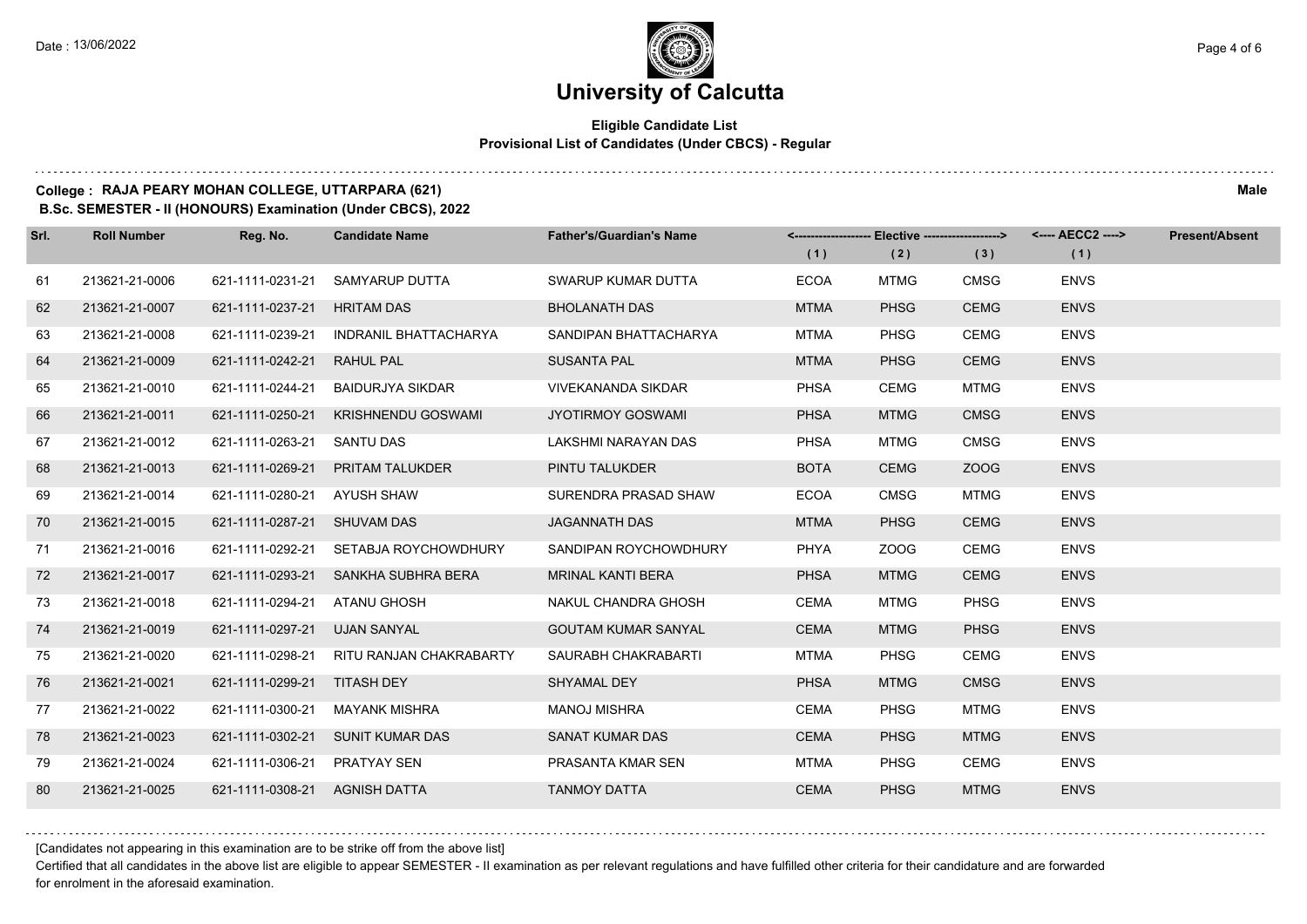# University of Calcutta

**Eligible Candidate List**
**Provisional List of Candidates (Under CBCS) - Regular**

**College : RAJA PEARY MOHAN COLLEGE, UTTARPARA (621)** **Male**
**B.Sc. SEMESTER - II (HONOURS) Examination (Under CBCS), 2022**

| Srl. | Roll Number | Reg. No. | Candidate Name | Father's/Guardian's Name | Elective (1) | Elective (2) | Elective (3) | AECC2 (1) | Present/Absent |
|---|---|---|---|---|---|---|---|---|---|
| 61 | 213621-21-0006 | 621-1111-0231-21 | SAMYARUP DUTTA | SWARUP KUMAR DUTTA | ECOA | MTMG | CMSG | ENVS | |
| 62 | 213621-21-0007 | 621-1111-0237-21 | HRITAM DAS | BHOLANATH DAS | MTMA | PHSG | CEMG | ENVS | |
| 63 | 213621-21-0008 | 621-1111-0239-21 | INDRANIL BHATTACHARYA | SANDIPAN BHATTACHARYA | MTMA | PHSG | CEMG | ENVS | |
| 64 | 213621-21-0009 | 621-1111-0242-21 | RAHUL PAL | SUSANTA PAL | MTMA | PHSG | CEMG | ENVS | |
| 65 | 213621-21-0010 | 621-1111-0244-21 | BAIDURJYA SIKDAR | VIVEKANANDA SIKDAR | PHSA | CEMG | MTMG | ENVS | |
| 66 | 213621-21-0011 | 621-1111-0250-21 | KRISHNENDU GOSWAMI | JYOTIRMOY GOSWAMI | PHSA | MTMG | CMSG | ENVS | |
| 67 | 213621-21-0012 | 621-1111-0263-21 | SANTU DAS | LAKSHMI NARAYAN DAS | PHSA | MTMG | CMSG | ENVS | |
| 68 | 213621-21-0013 | 621-1111-0269-21 | PRITAM TALUKDER | PINTU TALUKDER | BOTA | CEMG | ZOOG | ENVS | |
| 69 | 213621-21-0014 | 621-1111-0280-21 | AYUSH SHAW | SURENDRA PRASAD SHAW | ECOA | CMSG | MTMG | ENVS | |
| 70 | 213621-21-0015 | 621-1111-0287-21 | SHUVAM DAS | JAGANNATH DAS | MTMA | PHSG | CEMG | ENVS | |
| 71 | 213621-21-0016 | 621-1111-0292-21 | SETABJA ROYCHOWDHURY | SANDIPAN ROYCHOWDHURY | PHYA | ZOOG | CEMG | ENVS | |
| 72 | 213621-21-0017 | 621-1111-0293-21 | SANKHA SUBHRA BERA | MRINAL KANTI BERA | PHSA | MTMG | CEMG | ENVS | |
| 73 | 213621-21-0018 | 621-1111-0294-21 | ATANU GHOSH | NAKUL CHANDRA GHOSH | CEMA | MTMG | PHSG | ENVS | |
| 74 | 213621-21-0019 | 621-1111-0297-21 | UJAN SANYAL | GOUTAM KUMAR SANYAL | CEMA | MTMG | PHSG | ENVS | |
| 75 | 213621-21-0020 | 621-1111-0298-21 | RITU RANJAN CHAKRABARTY | SAURABH CHAKRABARTI | MTMA | PHSG | CEMG | ENVS | |
| 76 | 213621-21-0021 | 621-1111-0299-21 | TITASH DEY | SHYAMAL DEY | PHSA | MTMG | CMSG | ENVS | |
| 77 | 213621-21-0022 | 621-1111-0300-21 | MAYANK MISHRA | MANOJ MISHRA | CEMA | PHSG | MTMG | ENVS | |
| 78 | 213621-21-0023 | 621-1111-0302-21 | SUNIT KUMAR DAS | SANAT KUMAR DAS | CEMA | PHSG | MTMG | ENVS | |
| 79 | 213621-21-0024 | 621-1111-0306-21 | PRATYAY SEN | PRASANTA KMAR SEN | MTMA | PHSG | CEMG | ENVS | |
| 80 | 213621-21-0025 | 621-1111-0308-21 | AGNISH DATTA | TANMOY DATTA | CEMA | PHSG | MTMG | ENVS | |

[Candidates not appearing in this examination are to be strike off from the above list]

Certified that all candidates in the above list are eligible to appear SEMESTER - II examination as per relevant regulations and have fulfilled other criteria for their candidature and are forwarded for enrolment in the aforesaid examination.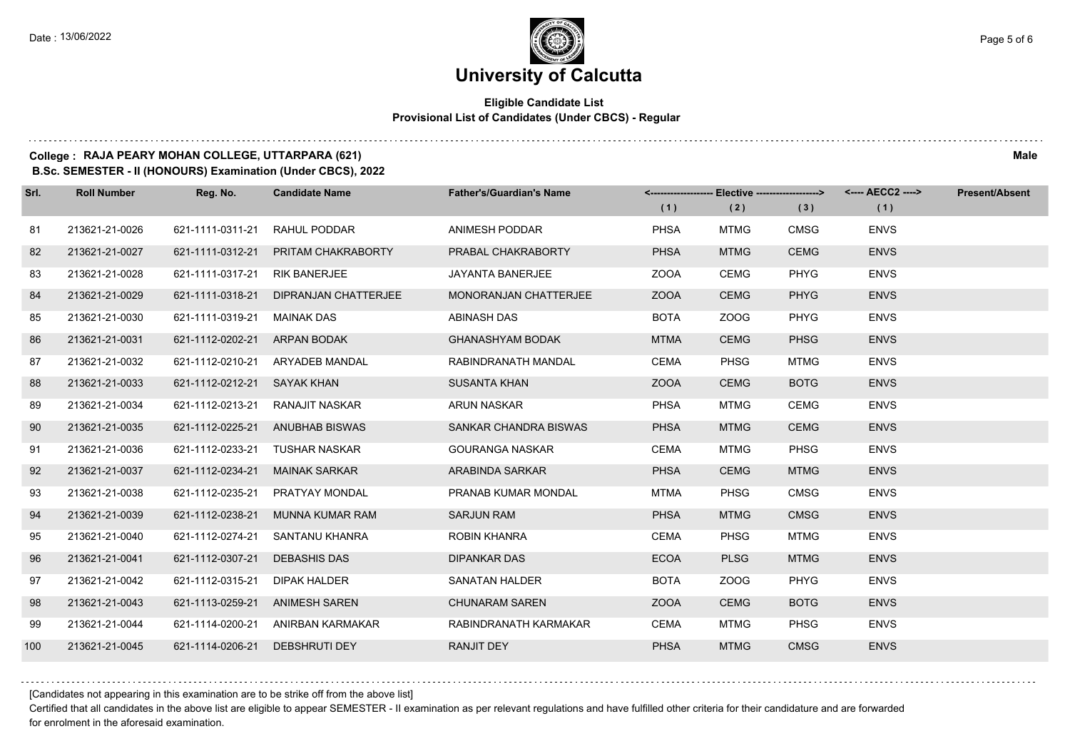# University of Calcutta

**Eligible Candidate List**
**Provisional List of Candidates (Under CBCS) - Regular**

**College : RAJA PEARY MOHAN COLLEGE, UTTARPARA (621)** **Male**
**B.Sc. SEMESTER - II (HONOURS) Examination (Under CBCS), 2022**

| Srl. | Roll Number | Reg. No. | Candidate Name | Father's/Guardian's Name | <---- Elective ----> | | | <---- AECC2 ----> | Present/Absent |
|---|---|---|---|---|---|---|---|---|---|
| | | | | | (1) | (2) | (3) | (1) | |
| 81 | 213621-21-0026 | 621-1111-0311-21 | RAHUL PODDAR | ANIMESH PODDAR | PHSA | MTMG | CMSG | ENVS | |
| 82 | 213621-21-0027 | 621-1111-0312-21 | PRITAM CHAKRABORTY | PRABAL CHAKRABORTY | PHSA | MTMG | CEMG | ENVS | |
| 83 | 213621-21-0028 | 621-1111-0317-21 | RIK BANERJEE | JAYANTA BANERJEE | ZOOA | CEMG | PHYG | ENVS | |
| 84 | 213621-21-0029 | 621-1111-0318-21 | DIPRANJAN CHATTERJEE | MONORANJAN CHATTERJEE | ZOOA | CEMG | PHYG | ENVS | |
| 85 | 213621-21-0030 | 621-1111-0319-21 | MAINAK DAS | ABINASH DAS | BOTA | ZOOG | PHYG | ENVS | |
| 86 | 213621-21-0031 | 621-1112-0202-21 | ARPAN BODAK | GHANASHYAM BODAK | MTMA | CEMG | PHSG | ENVS | |
| 87 | 213621-21-0032 | 621-1112-0210-21 | ARYADEB MANDAL | RABINDRANATH MANDAL | CEMA | PHSG | MTMG | ENVS | |
| 88 | 213621-21-0033 | 621-1112-0212-21 | SAYAK KHAN | SUSANTA KHAN | ZOOA | CEMG | BOTG | ENVS | |
| 89 | 213621-21-0034 | 621-1112-0213-21 | RANAJIT NASKAR | ARUN NASKAR | PHSA | MTMG | CEMG | ENVS | |
| 90 | 213621-21-0035 | 621-1112-0225-21 | ANUBHAB BISWAS | SANKAR CHANDRA BISWAS | PHSA | MTMG | CEMG | ENVS | |
| 91 | 213621-21-0036 | 621-1112-0233-21 | TUSHAR NASKAR | GOURANGA NASKAR | CEMA | MTMG | PHSG | ENVS | |
| 92 | 213621-21-0037 | 621-1112-0234-21 | MAINAK SARKAR | ARABINDA SARKAR | PHSA | CEMG | MTMG | ENVS | |
| 93 | 213621-21-0038 | 621-1112-0235-21 | PRATYAY MONDAL | PRANAB KUMAR MONDAL | MTMA | PHSG | CMSG | ENVS | |
| 94 | 213621-21-0039 | 621-1112-0238-21 | MUNNA KUMAR RAM | SARJUN RAM | PHSA | MTMG | CMSG | ENVS | |
| 95 | 213621-21-0040 | 621-1112-0274-21 | SANTANU KHANRA | ROBIN KHANRA | CEMA | PHSG | MTMG | ENVS | |
| 96 | 213621-21-0041 | 621-1112-0307-21 | DEBASHIS DAS | DIPANKAR DAS | ECOA | PLSG | MTMG | ENVS | |
| 97 | 213621-21-0042 | 621-1112-0315-21 | DIPAK HALDER | SANATAN HALDER | BOTA | ZOOG | PHYG | ENVS | |
| 98 | 213621-21-0043 | 621-1113-0259-21 | ANIMESH SAREN | CHUNARAM SAREN | ZOOA | CEMG | BOTG | ENVS | |
| 99 | 213621-21-0044 | 621-1114-0200-21 | ANIRBAN KARMAKAR | RABINDRANATH KARMAKAR | CEMA | MTMG | PHSG | ENVS | |
| 100 | 213621-21-0045 | 621-1114-0206-21 | DEBSHRUTI DEY | RANJIT DEY | PHSA | MTMG | CMSG | ENVS | |

[Candidates not appearing in this examination are to be strike off from the above list]

Certified that all candidates in the above list are eligible to appear SEMESTER - II examination as per relevant regulations and have fulfilled other criteria for their candidature and are forwarded for enrolment in the aforesaid examination.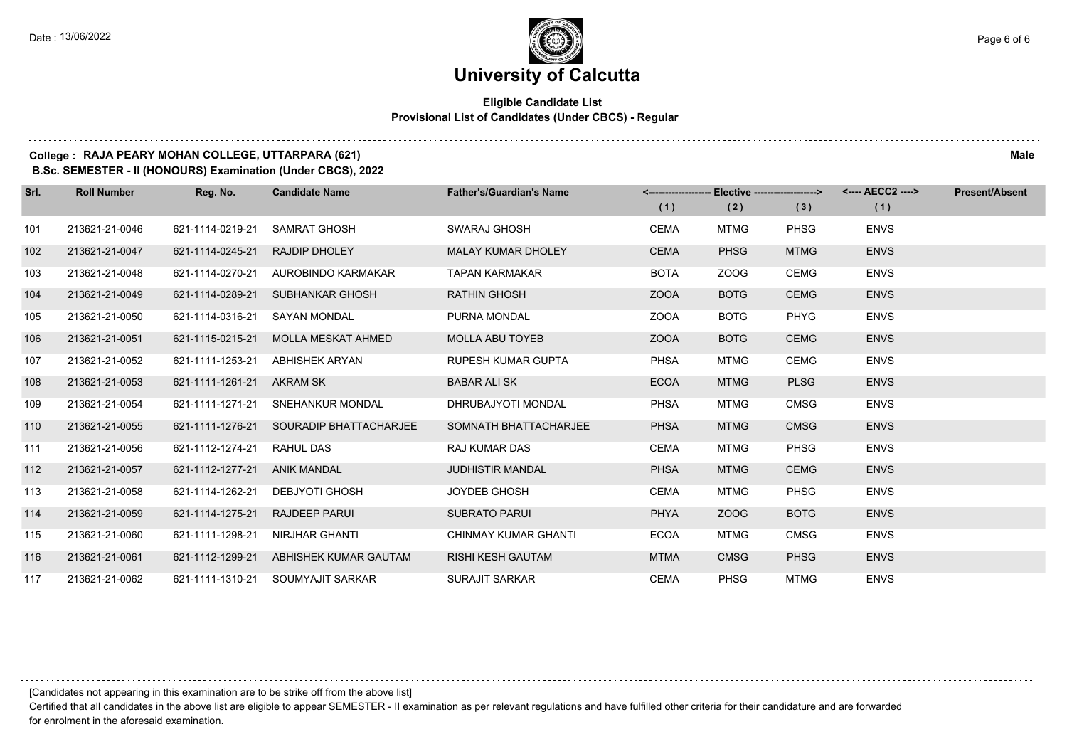# University of Calcutta

**Eligible Candidate List**
**Provisional List of Candidates (Under CBCS) - Regular**

**College : RAJA PEARY MOHAN COLLEGE, UTTARPARA (621)** **Male**
**B.Sc. SEMESTER - II (HONOURS) Examination (Under CBCS), 2022**

| Srl. | Roll Number | Reg. No. | Candidate Name | Father's/Guardian's Name | Elective (1) | Elective (2) | Elective (3) | AECC2 (1) | Present/Absent |
|---|---|---|---|---|---|---|---|---|---|
| 101 | 213621-21-0046 | 621-1114-0219-21 | SAMRAT GHOSH | SWARAJ GHOSH | CEMA | MTMG | PHSG | ENVS | |
| 102 | 213621-21-0047 | 621-1114-0245-21 | RAJDIP DHOLEY | MALAY KUMAR DHOLEY | CEMA | PHSG | MTMG | ENVS | |
| 103 | 213621-21-0048 | 621-1114-0270-21 | AUROBINDO KARMAKAR | TAPAN KARMAKAR | BOTA | ZOOG | CEMG | ENVS | |
| 104 | 213621-21-0049 | 621-1114-0289-21 | SUBHANKAR GHOSH | RATHIN GHOSH | ZOOA | BOTG | CEMG | ENVS | |
| 105 | 213621-21-0050 | 621-1114-0316-21 | SAYAN MONDAL | PURNA MONDAL | ZOOA | BOTG | PHYG | ENVS | |
| 106 | 213621-21-0051 | 621-1115-0215-21 | MOLLA MESKAT AHMED | MOLLA ABU TOYEB | ZOOA | BOTG | CEMG | ENVS | |
| 107 | 213621-21-0052 | 621-1111-1253-21 | ABHISHEK ARYAN | RUPESH KUMAR GUPTA | PHSA | MTMG | CEMG | ENVS | |
| 108 | 213621-21-0053 | 621-1111-1261-21 | AKRAM SK | BABAR ALI SK | ECOA | MTMG | PLSG | ENVS | |
| 109 | 213621-21-0054 | 621-1111-1271-21 | SNEHANKUR MONDAL | DHRUBAJYOTI MONDAL | PHSA | MTMG | CMSG | ENVS | |
| 110 | 213621-21-0055 | 621-1111-1276-21 | SOURADIP BHATTACHARJEE | SOMNATH BHATTACHARJEE | PHSA | MTMG | CMSG | ENVS | |
| 111 | 213621-21-0056 | 621-1112-1274-21 | RAHUL DAS | RAJ KUMAR DAS | CEMA | MTMG | PHSG | ENVS | |
| 112 | 213621-21-0057 | 621-1112-1277-21 | ANIK MANDAL | JUDHISTIR MANDAL | PHSA | MTMG | CEMG | ENVS | |
| 113 | 213621-21-0058 | 621-1114-1262-21 | DEBJYOTI GHOSH | JOYDEB GHOSH | CEMA | MTMG | PHSG | ENVS | |
| 114 | 213621-21-0059 | 621-1114-1275-21 | RAJDEEP PARUI | SUBRATO PARUI | PHYA | ZOOG | BOTG | ENVS | |
| 115 | 213621-21-0060 | 621-1111-1298-21 | NIRJHAR GHANTI | CHINMAY KUMAR GHANTI | ECOA | MTMG | CMSG | ENVS | |
| 116 | 213621-21-0061 | 621-1112-1299-21 | ABHISHEK KUMAR GAUTAM | RISHI KESH GAUTAM | MTMA | CMSG | PHSG | ENVS | |
| 117 | 213621-21-0062 | 621-1111-1310-21 | SOUMYAJIT SARKAR | SURAJIT SARKAR | CEMA | PHSG | MTMG | ENVS | |

[Candidates not appearing in this examination are to be strike off from the above list]

Certified that all candidates in the above list are eligible to appear SEMESTER - II examination as per relevant regulations and have fulfilled other criteria for their candidature and are forwarded for enrolment in the aforesaid examination.